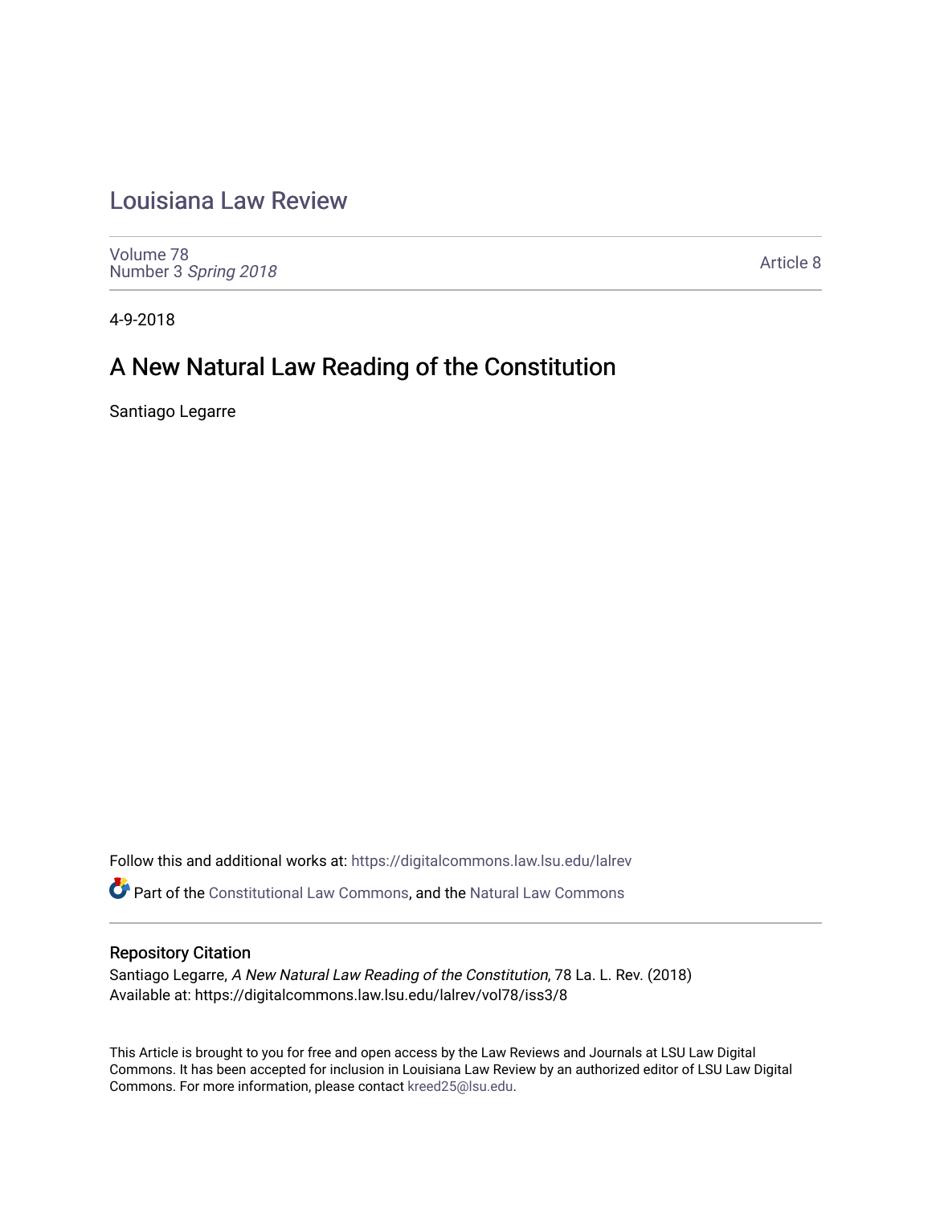# Louisiana Law Review

Volume 78
Number 3 *Spring 2018*

Article 8

4-9-2018

## A New Natural Law Reading of the Constitution

Santiago Legarre

Follow this and additional works at: https://digitalcommons.law.lsu.edu/lalrev

Part of the Constitutional Law Commons, and the Natural Law Commons

### Repository Citation

Santiago Legarre, *A New Natural Law Reading of the Constitution*, 78 La. L. Rev. (2018)
Available at: https://digitalcommons.law.lsu.edu/lalrev/vol78/iss3/8

This Article is brought to you for free and open access by the Law Reviews and Journals at LSU Law Digital Commons. It has been accepted for inclusion in Louisiana Law Review by an authorized editor of LSU Law Digital Commons. For more information, please contact kreed25@lsu.edu.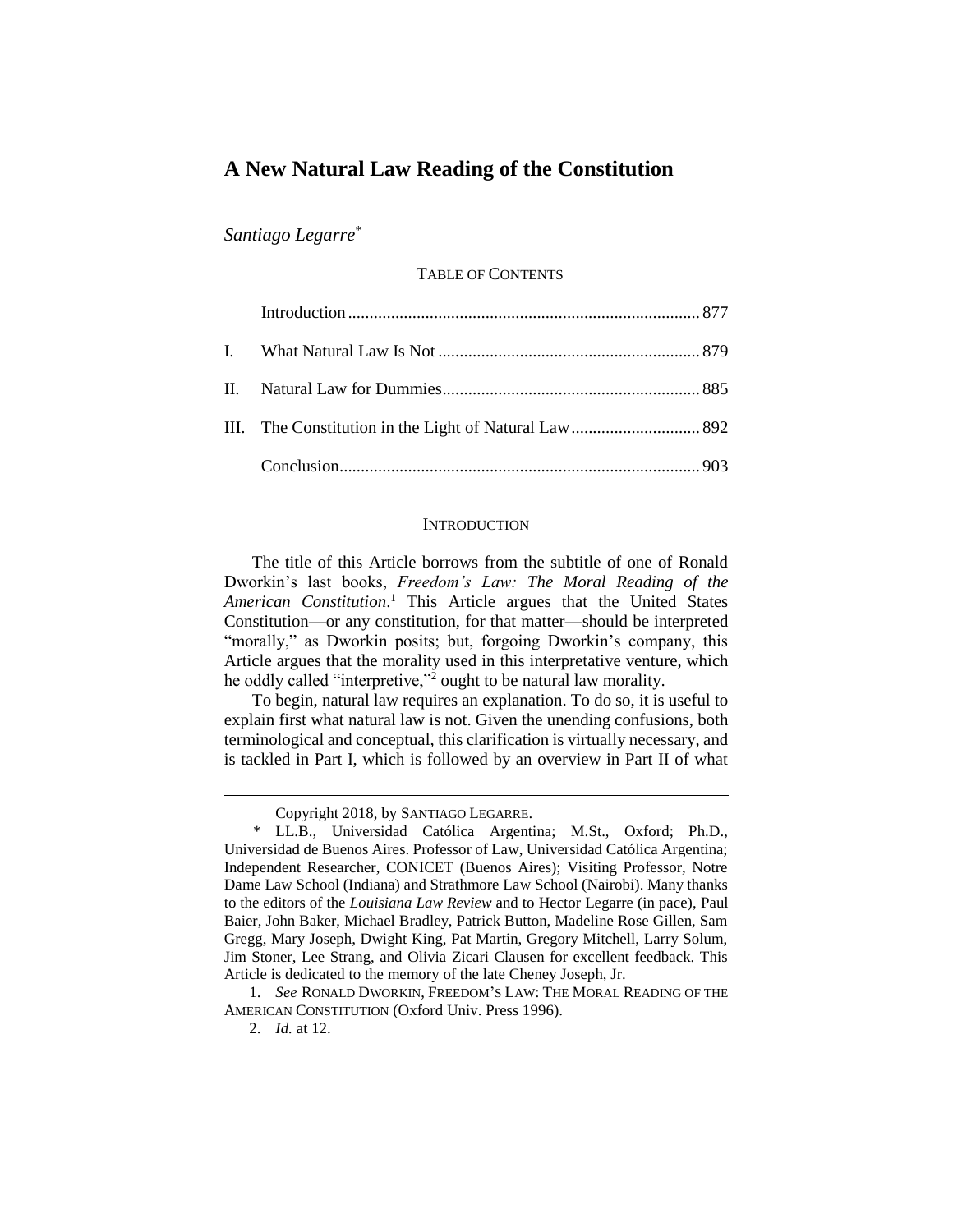# A New Natural Law Reading of the Constitution

*Santiago Legarre*[*]

TABLE OF CONTENTS

| | | |
|---|---|---|
| | Introduction | 877 |
| I. | What Natural Law Is Not | 879 |
| II. | Natural Law for Dummies | 885 |
| III. | The Constitution in the Light of Natural Law | 892 |
| | Conclusion | 903 |

## INTRODUCTION

The title of this Article borrows from the subtitle of one of Ronald Dworkin's last books, *Freedom's Law: The Moral Reading of the American Constitution*.[1] This Article argues that the United States Constitution—or any constitution, for that matter—should be interpreted "morally," as Dworkin posits; but, forgoing Dworkin's company, this Article argues that the morality used in this interpretative venture, which he oddly called "interpretive,"[2] ought to be natural law morality.

To begin, natural law requires an explanation. To do so, it is useful to explain first what natural law is not. Given the unending confusions, both terminological and conceptual, this clarification is virtually necessary, and is tackled in Part I, which is followed by an overview in Part II of what

---

Copyright 2018, by SANTIAGO LEGARRE.

\* LL.B., Universidad Católica Argentina; M.St., Oxford; Ph.D., Universidad de Buenos Aires. Professor of Law, Universidad Católica Argentina; Independent Researcher, CONICET (Buenos Aires); Visiting Professor, Notre Dame Law School (Indiana) and Strathmore Law School (Nairobi). Many thanks to the editors of the *Louisiana Law Review* and to Hector Legarre (in pace), Paul Baier, John Baker, Michael Bradley, Patrick Button, Madeline Rose Gillen, Sam Gregg, Mary Joseph, Dwight King, Pat Martin, Gregory Mitchell, Larry Solum, Jim Stoner, Lee Strang, and Olivia Zicari Clausen for excellent feedback. This Article is dedicated to the memory of the late Cheney Joseph, Jr.

1. *See* RONALD DWORKIN, FREEDOM'S LAW: THE MORAL READING OF THE AMERICAN CONSTITUTION (Oxford Univ. Press 1996).

2. *Id.* at 12.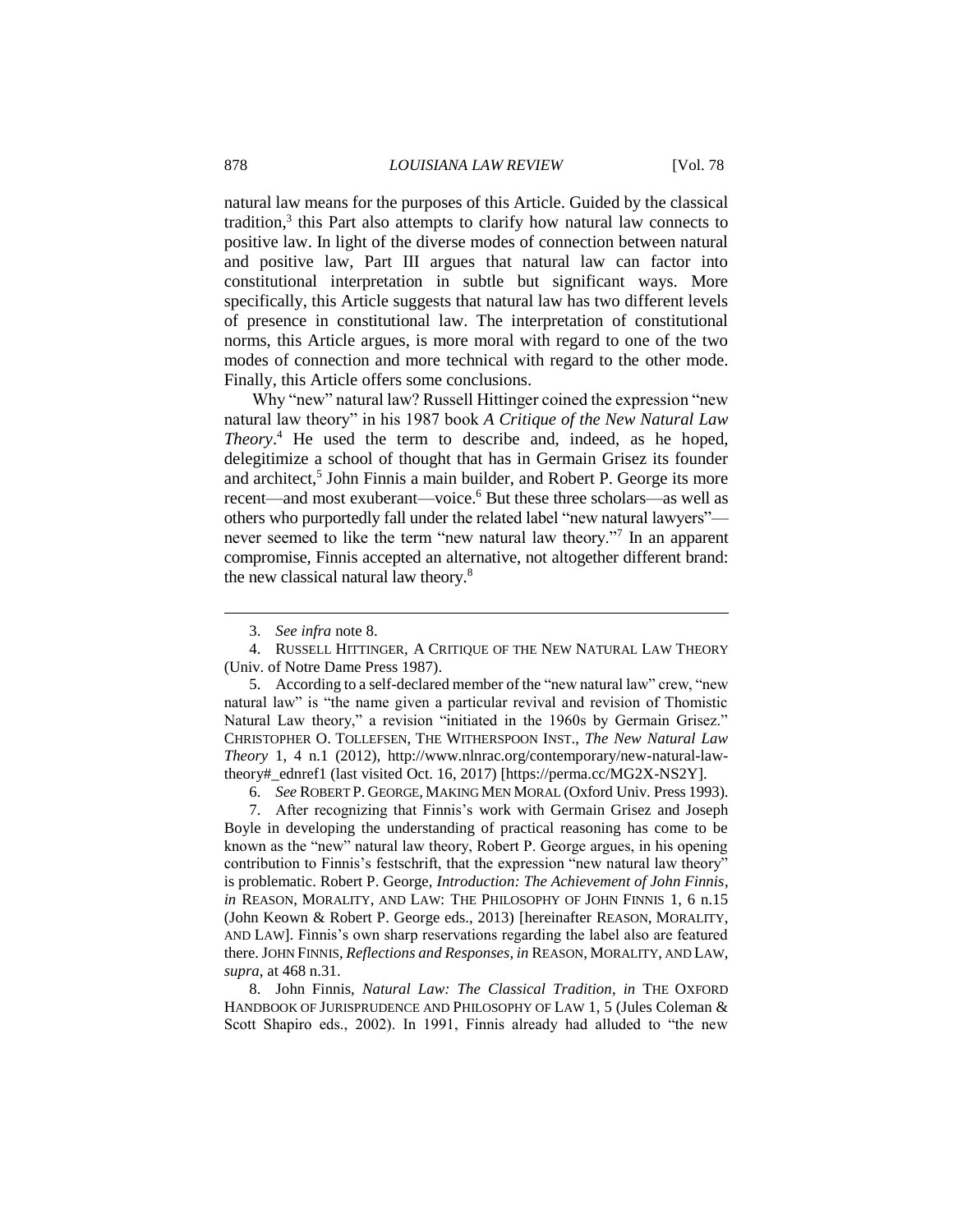natural law means for the purposes of this Article. Guided by the classical tradition,[3] this Part also attempts to clarify how natural law connects to positive law. In light of the diverse modes of connection between natural and positive law, Part III argues that natural law can factor into constitutional interpretation in subtle but significant ways. More specifically, this Article suggests that natural law has two different levels of presence in constitutional law. The interpretation of constitutional norms, this Article argues, is more moral with regard to one of the two modes of connection and more technical with regard to the other mode. Finally, this Article offers some conclusions.

Why "new" natural law? Russell Hittinger coined the expression "new natural law theory" in his 1987 book *A Critique of the New Natural Law Theory*.[4] He used the term to describe and, indeed, as he hoped, delegitimize a school of thought that has in Germain Grisez its founder and architect,[5] John Finnis a main builder, and Robert P. George its more recent—and most exuberant—voice.[6] But these three scholars—as well as others who purportedly fall under the related label "new natural lawyers"—never seemed to like the term "new natural law theory."[7] In an apparent compromise, Finnis accepted an alternative, not altogether different brand: the new classical natural law theory.[8]

---

3. *See infra* note 8.

4. RUSSELL HITTINGER, A CRITIQUE OF THE NEW NATURAL LAW THEORY (Univ. of Notre Dame Press 1987).

5. According to a self-declared member of the "new natural law" crew, "new natural law" is "the name given a particular revival and revision of Thomistic Natural Law theory," a revision "initiated in the 1960s by Germain Grisez." CHRISTOPHER O. TOLLEFSEN, THE WITHERSPOON INST., *The New Natural Law Theory* 1, 4 n.1 (2012), http://www.nlnrac.org/contemporary/new-natural-law-theory#_ednref1 (last visited Oct. 16, 2017) [https://perma.cc/MG2X-NS2Y].

6. *See* ROBERT P. GEORGE, MAKING MEN MORAL (Oxford Univ. Press 1993).

7. After recognizing that Finnis's work with Germain Grisez and Joseph Boyle in developing the understanding of practical reasoning has come to be known as the "new" natural law theory, Robert P. George argues, in his opening contribution to Finnis's festschrift, that the expression "new natural law theory" is problematic. Robert P. George, *Introduction: The Achievement of John Finnis*, *in* REASON, MORALITY, AND LAW: THE PHILOSOPHY OF JOHN FINNIS 1, 6 n.15 (John Keown & Robert P. George eds., 2013) [hereinafter REASON, MORALITY, AND LAW]. Finnis's own sharp reservations regarding the label also are featured there. JOHN FINNIS, *Reflections and Responses*, *in* REASON, MORALITY, AND LAW, *supra*, at 468 n.31.

8. John Finnis, *Natural Law: The Classical Tradition*, *in* THE OXFORD HANDBOOK OF JURISPRUDENCE AND PHILOSOPHY OF LAW 1, 5 (Jules Coleman & Scott Shapiro eds., 2002). In 1991, Finnis already had alluded to "the new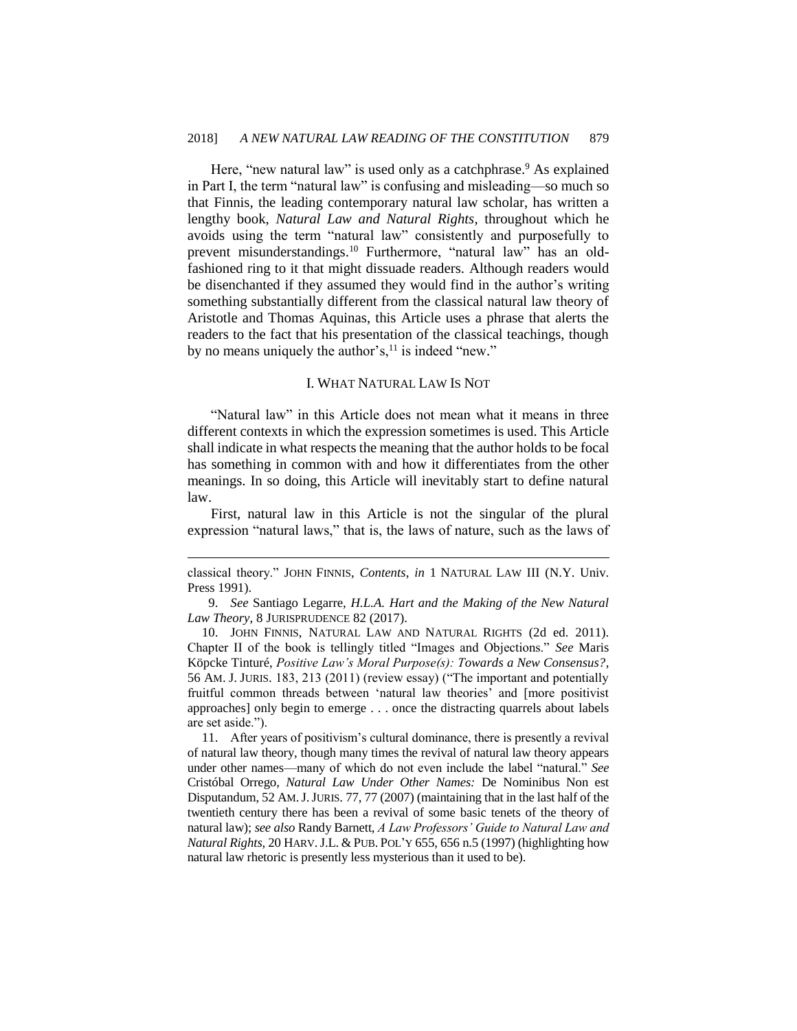Here, "new natural law" is used only as a catchphrase.[9] As explained in Part I, the term "natural law" is confusing and misleading—so much so that Finnis, the leading contemporary natural law scholar, has written a lengthy book, *Natural Law and Natural Rights*, throughout which he avoids using the term "natural law" consistently and purposefully to prevent misunderstandings.[10] Furthermore, "natural law" has an old-fashioned ring to it that might dissuade readers. Although readers would be disenchanted if they assumed they would find in the author's writing something substantially different from the classical natural law theory of Aristotle and Thomas Aquinas, this Article uses a phrase that alerts the readers to the fact that his presentation of the classical teachings, though by no means uniquely the author's,[11] is indeed "new."

## I. WHAT NATURAL LAW IS NOT

"Natural law" in this Article does not mean what it means in three different contexts in which the expression sometimes is used. This Article shall indicate in what respects the meaning that the author holds to be focal has something in common with and how it differentiates from the other meanings. In so doing, this Article will inevitably start to define natural law.

First, natural law in this Article is not the singular of the plural expression "natural laws," that is, the laws of nature, such as the laws of

---

classical theory." JOHN FINNIS, *Contents*, *in* 1 NATURAL LAW III (N.Y. Univ. Press 1991).

9. *See* Santiago Legarre, *H.L.A. Hart and the Making of the New Natural Law Theory*, 8 JURISPRUDENCE 82 (2017).

10. JOHN FINNIS, NATURAL LAW AND NATURAL RIGHTS (2d ed. 2011). Chapter II of the book is tellingly titled "Images and Objections." *See* Maris Köpcke Tinturé, *Positive Law's Moral Purpose(s): Towards a New Consensus?*, 56 AM. J. JURIS. 183, 213 (2011) (review essay) ("The important and potentially fruitful common threads between 'natural law theories' and [more positivist approaches] only begin to emerge . . . once the distracting quarrels about labels are set aside.").

11. After years of positivism's cultural dominance, there is presently a revival of natural law theory, though many times the revival of natural law theory appears under other names—many of which do not even include the label "natural." *See* Cristóbal Orrego, *Natural Law Under Other Names:* De Nominibus Non est Disputandum, 52 AM. J. JURIS. 77, 77 (2007) (maintaining that in the last half of the twentieth century there has been a revival of some basic tenets of the theory of natural law); *see also* Randy Barnett, *A Law Professors' Guide to Natural Law and Natural Rights*, 20 HARV. J.L. & PUB. POL'Y 655, 656 n.5 (1997) (highlighting how natural law rhetoric is presently less mysterious than it used to be).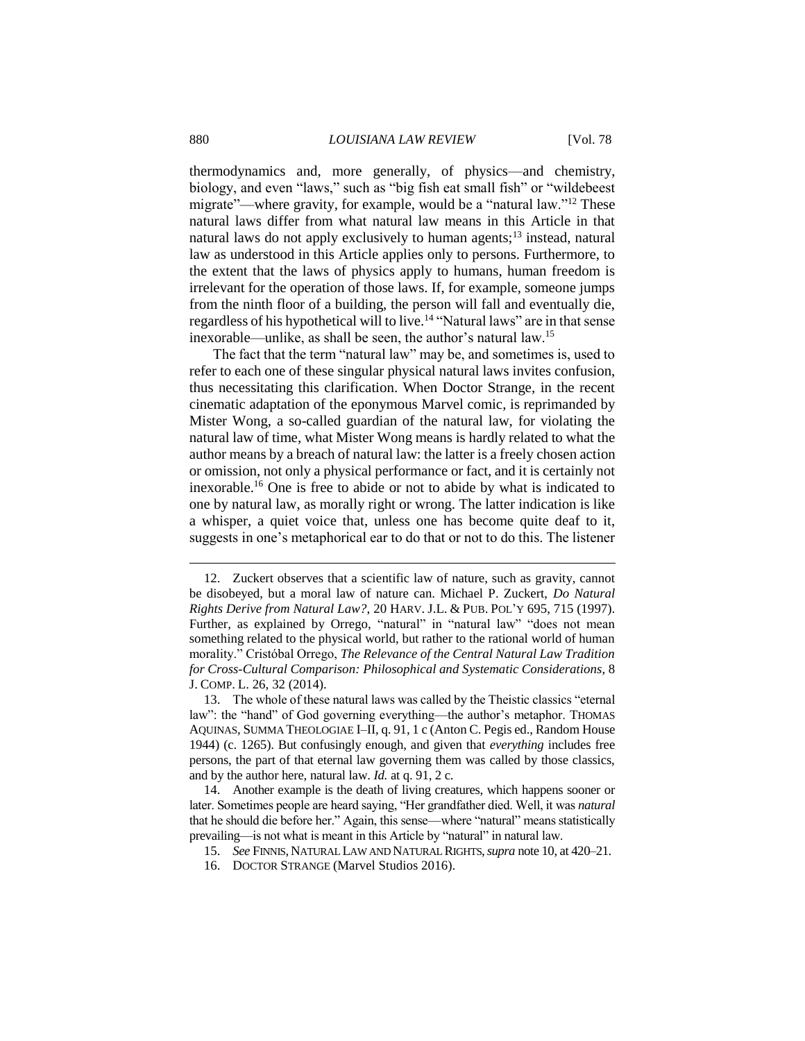thermodynamics and, more generally, of physics—and chemistry, biology, and even "laws," such as "big fish eat small fish" or "wildebeest migrate"—where gravity, for example, would be a "natural law."[12] These natural laws differ from what natural law means in this Article in that natural laws do not apply exclusively to human agents;[13] instead, natural law as understood in this Article applies only to persons. Furthermore, to the extent that the laws of physics apply to humans, human freedom is irrelevant for the operation of those laws. If, for example, someone jumps from the ninth floor of a building, the person will fall and eventually die, regardless of his hypothetical will to live.[14] "Natural laws" are in that sense inexorable—unlike, as shall be seen, the author's natural law.[15]

The fact that the term "natural law" may be, and sometimes is, used to refer to each one of these singular physical natural laws invites confusion, thus necessitating this clarification. When Doctor Strange, in the recent cinematic adaptation of the eponymous Marvel comic, is reprimanded by Mister Wong, a so-called guardian of the natural law, for violating the natural law of time, what Mister Wong means is hardly related to what the author means by a breach of natural law: the latter is a freely chosen action or omission, not only a physical performance or fact, and it is certainly not inexorable.[16] One is free to abide or not to abide by what is indicated to one by natural law, as morally right or wrong. The latter indication is like a whisper, a quiet voice that, unless one has become quite deaf to it, suggests in one's metaphorical ear to do that or not to do this. The listener

---

12. Zuckert observes that a scientific law of nature, such as gravity, cannot be disobeyed, but a moral law of nature can. Michael P. Zuckert, *Do Natural Rights Derive from Natural Law?*, 20 HARV. J.L. & PUB. POL'Y 695, 715 (1997). Further, as explained by Orrego, "natural" in "natural law" "does not mean something related to the physical world, but rather to the rational world of human morality." Cristóbal Orrego, *The Relevance of the Central Natural Law Tradition for Cross-Cultural Comparison: Philosophical and Systematic Considerations*, 8 J. COMP. L. 26, 32 (2014).

13. The whole of these natural laws was called by the Theistic classics "eternal law": the "hand" of God governing everything—the author's metaphor. THOMAS AQUINAS, SUMMA THEOLOGIAE I–II, q. 91, 1 c (Anton C. Pegis ed., Random House 1944) (c. 1265). But confusingly enough, and given that *everything* includes free persons, the part of that eternal law governing them was called by those classics, and by the author here, natural law. *Id.* at q. 91, 2 c.

14. Another example is the death of living creatures, which happens sooner or later. Sometimes people are heard saying, "Her grandfather died. Well, it was *natural* that he should die before her." Again, this sense—where "natural" means statistically prevailing—is not what is meant in this Article by "natural" in natural law.

15. *See* FINNIS, NATURAL LAW AND NATURAL RIGHTS, *supra* note 10, at 420–21.

16. DOCTOR STRANGE (Marvel Studios 2016).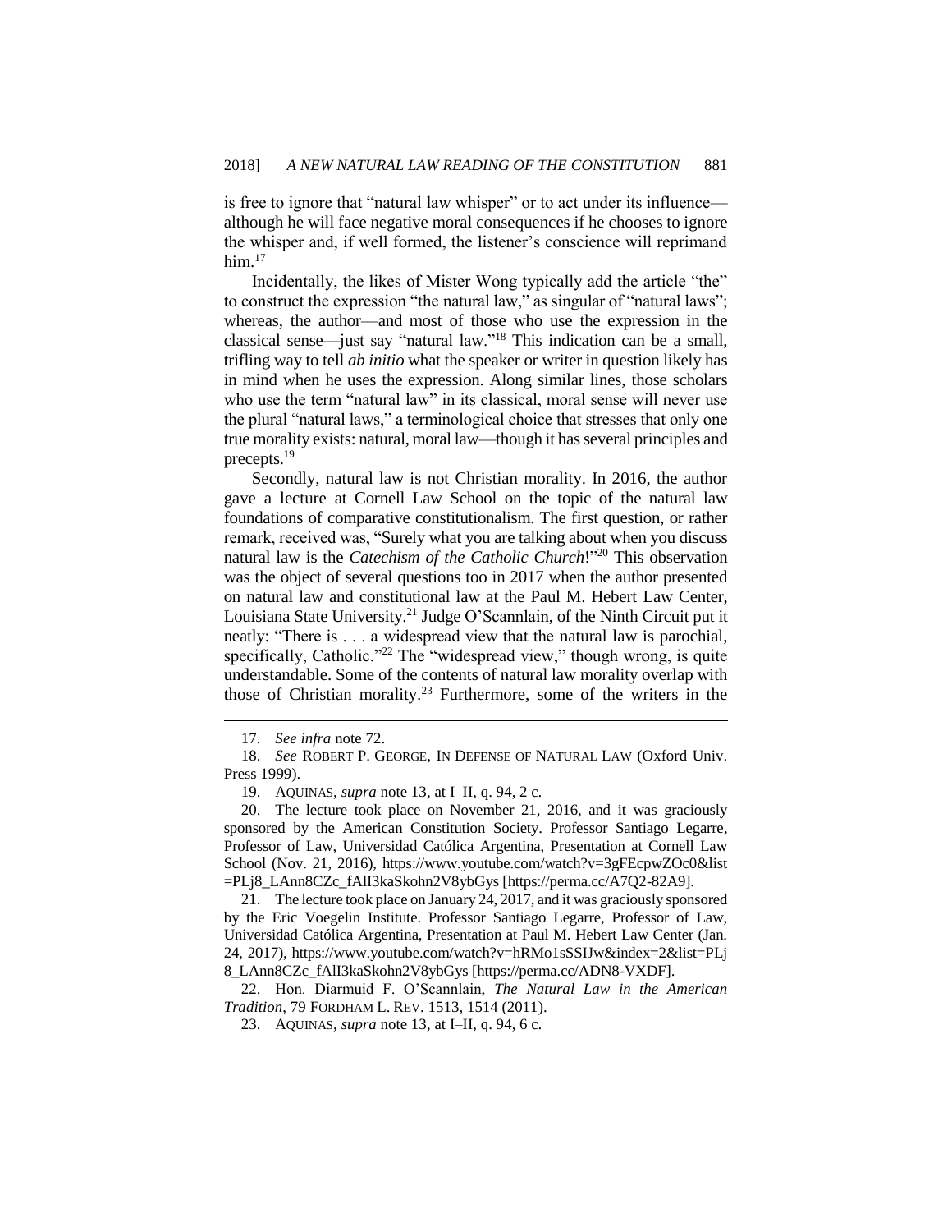is free to ignore that "natural law whisper" or to act under its influence—although he will face negative moral consequences if he chooses to ignore the whisper and, if well formed, the listener's conscience will reprimand him.[17]

Incidentally, the likes of Mister Wong typically add the article "the" to construct the expression "the natural law," as singular of "natural laws"; whereas, the author—and most of those who use the expression in the classical sense—just say "natural law."[18] This indication can be a small, trifling way to tell *ab initio* what the speaker or writer in question likely has in mind when he uses the expression. Along similar lines, those scholars who use the term "natural law" in its classical, moral sense will never use the plural "natural laws," a terminological choice that stresses that only one true morality exists: natural, moral law—though it has several principles and precepts.[19]

Secondly, natural law is not Christian morality. In 2016, the author gave a lecture at Cornell Law School on the topic of the natural law foundations of comparative constitutionalism. The first question, or rather remark, received was, "Surely what you are talking about when you discuss natural law is the *Catechism of the Catholic Church*!"[20] This observation was the object of several questions too in 2017 when the author presented on natural law and constitutional law at the Paul M. Hebert Law Center, Louisiana State University.[21] Judge O'Scannlain, of the Ninth Circuit put it neatly: "There is . . . a widespread view that the natural law is parochial, specifically, Catholic."[22] The "widespread view," though wrong, is quite understandable. Some of the contents of natural law morality overlap with those of Christian morality.[23] Furthermore, some of the writers in the

---

17. *See infra* note 72.

18. *See* ROBERT P. GEORGE, IN DEFENSE OF NATURAL LAW (Oxford Univ. Press 1999).

19. AQUINAS, *supra* note 13, at I–II, q. 94, 2 c.

20. The lecture took place on November 21, 2016, and it was graciously sponsored by the American Constitution Society. Professor Santiago Legarre, Professor of Law, Universidad Católica Argentina, Presentation at Cornell Law School (Nov. 21, 2016), https://www.youtube.com/watch?v=3gFEcpwZOc0&list=PLj8_LAnn8CZc_fAlI3kaSkohn2V8ybGys [https://perma.cc/A7Q2-82A9].

21. The lecture took place on January 24, 2017, and it was graciously sponsored by the Eric Voegelin Institute. Professor Santiago Legarre, Professor of Law, Universidad Católica Argentina, Presentation at Paul M. Hebert Law Center (Jan. 24, 2017), https://www.youtube.com/watch?v=hRMo1sSSIJw&index=2&list=PLj8_LAnn8CZc_fAlI3kaSkohn2V8ybGys [https://perma.cc/ADN8-VXDF].

22. Hon. Diarmuid F. O'Scannlain, *The Natural Law in the American Tradition*, 79 FORDHAM L. REV. 1513, 1514 (2011).

23. AQUINAS, *supra* note 13, at I–II, q. 94, 6 c.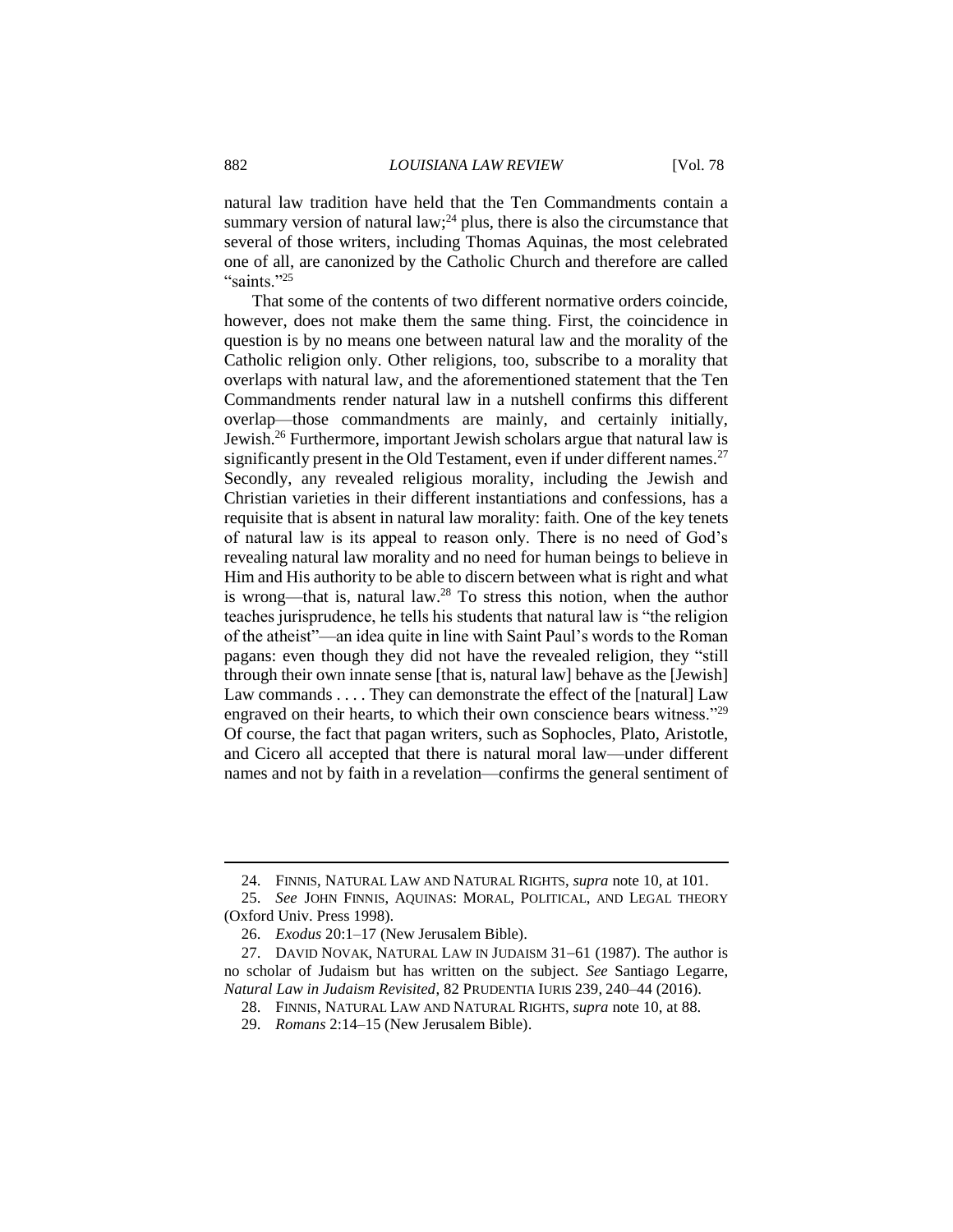natural law tradition have held that the Ten Commandments contain a summary version of natural law;[24] plus, there is also the circumstance that several of those writers, including Thomas Aquinas, the most celebrated one of all, are canonized by the Catholic Church and therefore are called "saints."[25]

That some of the contents of two different normative orders coincide, however, does not make them the same thing. First, the coincidence in question is by no means one between natural law and the morality of the Catholic religion only. Other religions, too, subscribe to a morality that overlaps with natural law, and the aforementioned statement that the Ten Commandments render natural law in a nutshell confirms this different overlap—those commandments are mainly, and certainly initially, Jewish.[26] Furthermore, important Jewish scholars argue that natural law is significantly present in the Old Testament, even if under different names.[27] Secondly, any revealed religious morality, including the Jewish and Christian varieties in their different instantiations and confessions, has a requisite that is absent in natural law morality: faith. One of the key tenets of natural law is its appeal to reason only. There is no need of God's revealing natural law morality and no need for human beings to believe in Him and His authority to be able to discern between what is right and what is wrong—that is, natural law.[28] To stress this notion, when the author teaches jurisprudence, he tells his students that natural law is "the religion of the atheist"—an idea quite in line with Saint Paul's words to the Roman pagans: even though they did not have the revealed religion, they "still through their own innate sense [that is, natural law] behave as the [Jewish] Law commands . . . . They can demonstrate the effect of the [natural] Law engraved on their hearts, to which their own conscience bears witness."[29] Of course, the fact that pagan writers, such as Sophocles, Plato, Aristotle, and Cicero all accepted that there is natural moral law—under different names and not by faith in a revelation—confirms the general sentiment of

---

24. FINNIS, NATURAL LAW AND NATURAL RIGHTS, *supra* note 10, at 101.

25. *See* JOHN FINNIS, AQUINAS: MORAL, POLITICAL, AND LEGAL THEORY (Oxford Univ. Press 1998).

26. *Exodus* 20:1–17 (New Jerusalem Bible).

27. DAVID NOVAK, NATURAL LAW IN JUDAISM 31–61 (1987). The author is no scholar of Judaism but has written on the subject. *See* Santiago Legarre, *Natural Law in Judaism Revisited*, 82 PRUDENTIA IURIS 239, 240–44 (2016).

28. FINNIS, NATURAL LAW AND NATURAL RIGHTS, *supra* note 10, at 88.

29. *Romans* 2:14–15 (New Jerusalem Bible).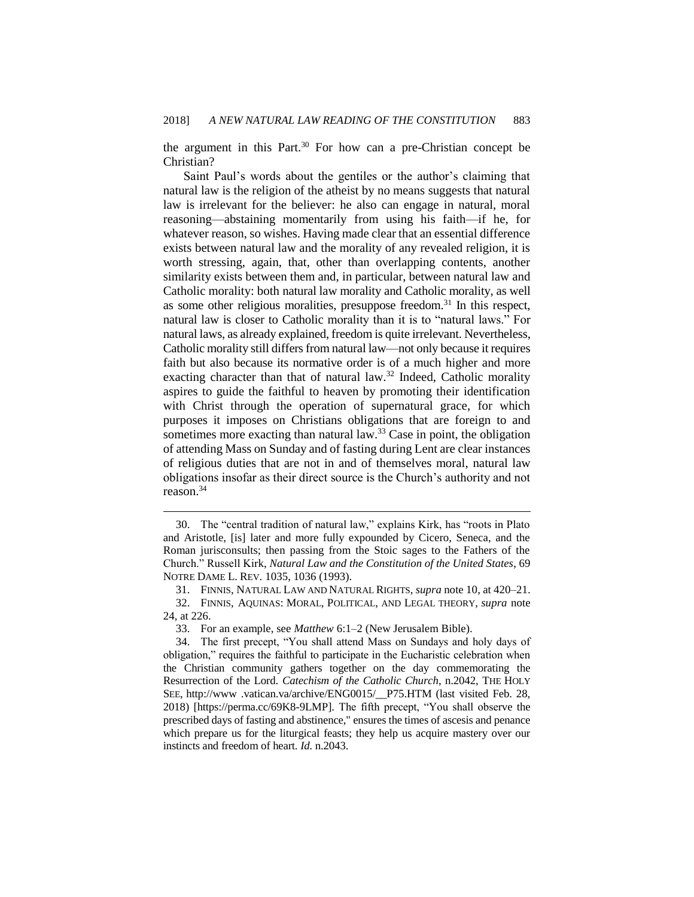the argument in this Part.[30] For how can a pre-Christian concept be Christian?

Saint Paul's words about the gentiles or the author's claiming that natural law is the religion of the atheist by no means suggests that natural law is irrelevant for the believer: he also can engage in natural, moral reasoning—abstaining momentarily from using his faith—if he, for whatever reason, so wishes. Having made clear that an essential difference exists between natural law and the morality of any revealed religion, it is worth stressing, again, that, other than overlapping contents, another similarity exists between them and, in particular, between natural law and Catholic morality: both natural law morality and Catholic morality, as well as some other religious moralities, presuppose freedom.[31] In this respect, natural law is closer to Catholic morality than it is to "natural laws." For natural laws, as already explained, freedom is quite irrelevant. Nevertheless, Catholic morality still differs from natural law—not only because it requires faith but also because its normative order is of a much higher and more exacting character than that of natural law.[32] Indeed, Catholic morality aspires to guide the faithful to heaven by promoting their identification with Christ through the operation of supernatural grace, for which purposes it imposes on Christians obligations that are foreign to and sometimes more exacting than natural law.[33] Case in point, the obligation of attending Mass on Sunday and of fasting during Lent are clear instances of religious duties that are not in and of themselves moral, natural law obligations insofar as their direct source is the Church's authority and not reason.[34]

---

30. The "central tradition of natural law," explains Kirk, has "roots in Plato and Aristotle, [is] later and more fully expounded by Cicero, Seneca, and the Roman jurisconsults; then passing from the Stoic sages to the Fathers of the Church." Russell Kirk, *Natural Law and the Constitution of the United States*, 69 NOTRE DAME L. REV. 1035, 1036 (1993).

31. FINNIS, NATURAL LAW AND NATURAL RIGHTS, *supra* note 10, at 420–21.

32. FINNIS, AQUINAS: MORAL, POLITICAL, AND LEGAL THEORY, *supra* note 24, at 226.

33. For an example, see *Matthew* 6:1–2 (New Jerusalem Bible).

34. The first precept, "You shall attend Mass on Sundays and holy days of obligation," requires the faithful to participate in the Eucharistic celebration when the Christian community gathers together on the day commemorating the Resurrection of the Lord. *Catechism of the Catholic Church*, n.2042, THE HOLY SEE, http://www .vatican.va/archive/ENG0015/__P75.HTM (last visited Feb. 28, 2018) [https://perma.cc/69K8-9LMP]. The fifth precept, "You shall observe the prescribed days of fasting and abstinence," ensures the times of ascesis and penance which prepare us for the liturgical feasts; they help us acquire mastery over our instincts and freedom of heart. *Id.* n.2043.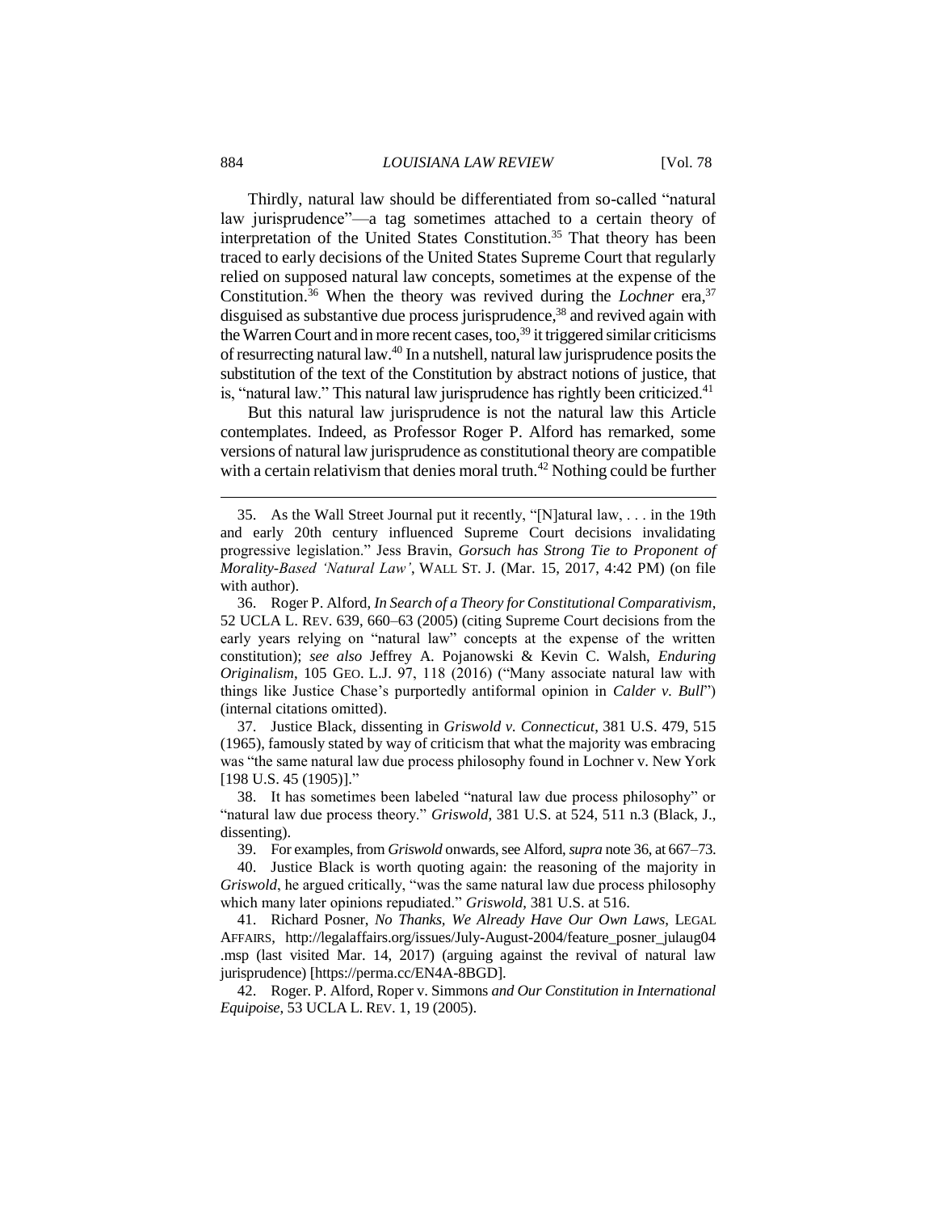Thirdly, natural law should be differentiated from so-called "natural law jurisprudence"—a tag sometimes attached to a certain theory of interpretation of the United States Constitution.[35] That theory has been traced to early decisions of the United States Supreme Court that regularly relied on supposed natural law concepts, sometimes at the expense of the Constitution.[36] When the theory was revived during the *Lochner* era,[37] disguised as substantive due process jurisprudence,[38] and revived again with the Warren Court and in more recent cases, too,[39] it triggered similar criticisms of resurrecting natural law.[40] In a nutshell, natural law jurisprudence posits the substitution of the text of the Constitution by abstract notions of justice, that is, "natural law." This natural law jurisprudence has rightly been criticized.[41]

But this natural law jurisprudence is not the natural law this Article contemplates. Indeed, as Professor Roger P. Alford has remarked, some versions of natural law jurisprudence as constitutional theory are compatible with a certain relativism that denies moral truth.[42] Nothing could be further

---

35. As the Wall Street Journal put it recently, "[N]atural law, . . . in the 19th and early 20th century influenced Supreme Court decisions invalidating progressive legislation." Jess Bravin, *Gorsuch has Strong Tie to Proponent of Morality-Based 'Natural Law'*, WALL ST. J. (Mar. 15, 2017, 4:42 PM) (on file with author).

36. Roger P. Alford, *In Search of a Theory for Constitutional Comparativism*, 52 UCLA L. REV. 639, 660–63 (2005) (citing Supreme Court decisions from the early years relying on "natural law" concepts at the expense of the written constitution); *see also* Jeffrey A. Pojanowski & Kevin C. Walsh, *Enduring Originalism*, 105 GEO. L.J. 97, 118 (2016) ("Many associate natural law with things like Justice Chase's purportedly antiformal opinion in *Calder v. Bull*") (internal citations omitted).

37. Justice Black, dissenting in *Griswold v. Connecticut*, 381 U.S. 479, 515 (1965), famously stated by way of criticism that what the majority was embracing was "the same natural law due process philosophy found in Lochner v. New York [198 U.S. 45 (1905)]."

38. It has sometimes been labeled "natural law due process philosophy" or "natural law due process theory." *Griswold*, 381 U.S. at 524, 511 n.3 (Black, J., dissenting).

39. For examples, from *Griswold* onwards, see Alford, *supra* note 36, at 667–73.

40. Justice Black is worth quoting again: the reasoning of the majority in *Griswold*, he argued critically, "was the same natural law due process philosophy which many later opinions repudiated." *Griswold*, 381 U.S. at 516.

41. Richard Posner, *No Thanks, We Already Have Our Own Laws*, LEGAL AFFAIRS, http://legalaffairs.org/issues/July-August-2004/feature_posner_julaug04.msp (last visited Mar. 14, 2017) (arguing against the revival of natural law jurisprudence) [https://perma.cc/EN4A-8BGD].

42. Roger. P. Alford, Roper v. Simmons *and Our Constitution in International Equipoise*, 53 UCLA L. REV. 1, 19 (2005).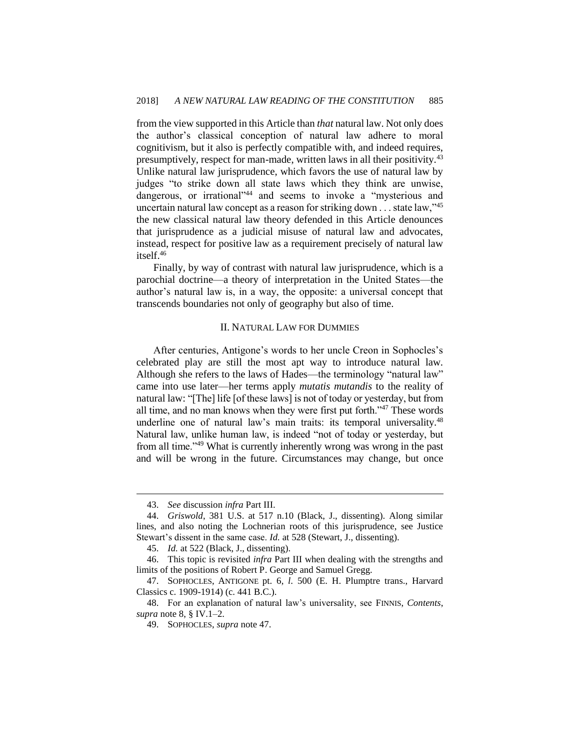from the view supported in this Article than *that* natural law. Not only does the author's classical conception of natural law adhere to moral cognitivism, but it also is perfectly compatible with, and indeed requires, presumptively, respect for man-made, written laws in all their positivity.[43] Unlike natural law jurisprudence, which favors the use of natural law by judges "to strike down all state laws which they think are unwise, dangerous, or irrational"[44] and seems to invoke a "mysterious and uncertain natural law concept as a reason for striking down . . . state law,"[45] the new classical natural law theory defended in this Article denounces that jurisprudence as a judicial misuse of natural law and advocates, instead, respect for positive law as a requirement precisely of natural law itself.[46]

Finally, by way of contrast with natural law jurisprudence, which is a parochial doctrine—a theory of interpretation in the United States—the author's natural law is, in a way, the opposite: a universal concept that transcends boundaries not only of geography but also of time.

## II. Natural Law for Dummies

After centuries, Antigone's words to her uncle Creon in Sophocles's celebrated play are still the most apt way to introduce natural law. Although she refers to the laws of Hades—the terminology "natural law" came into use later—her terms apply *mutatis mutandis* to the reality of natural law: "[The] life [of these laws] is not of today or yesterday, but from all time, and no man knows when they were first put forth."[47] These words underline one of natural law's main traits: its temporal universality.[48] Natural law, unlike human law, is indeed "not of today or yesterday, but from all time."[49] What is currently inherently wrong was wrong in the past and will be wrong in the future. Circumstances may change, but once

---

43. *See* discussion *infra* Part III.

44. *Griswold*, 381 U.S. at 517 n.10 (Black, J., dissenting). Along similar lines, and also noting the Lochnerian roots of this jurisprudence, see Justice Stewart's dissent in the same case. *Id.* at 528 (Stewart, J., dissenting).

45. *Id.* at 522 (Black, J., dissenting).

46. This topic is revisited *infra* Part III when dealing with the strengths and limits of the positions of Robert P. George and Samuel Gregg.

47. SOPHOCLES, ANTIGONE pt. 6, *l.* 500 (E. H. Plumptre trans., Harvard Classics c. 1909-1914) (c. 441 B.C.).

48. For an explanation of natural law's universality, see FINNIS, *Contents*, *supra* note 8, § IV.1–2.

49. SOPHOCLES, *supra* note 47.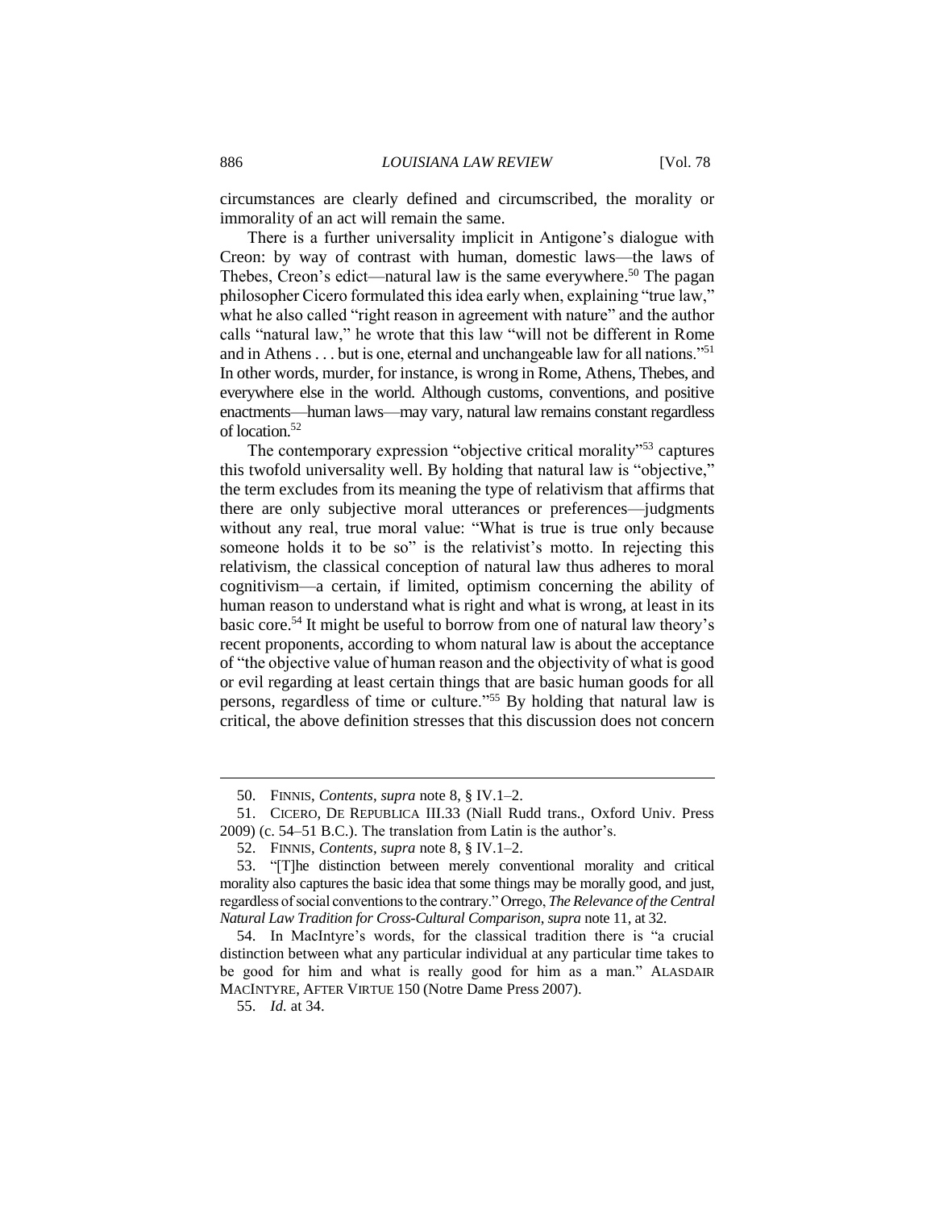circumstances are clearly defined and circumscribed, the morality or immorality of an act will remain the same.

There is a further universality implicit in Antigone's dialogue with Creon: by way of contrast with human, domestic laws—the laws of Thebes, Creon's edict—natural law is the same everywhere.[50] The pagan philosopher Cicero formulated this idea early when, explaining "true law," what he also called "right reason in agreement with nature" and the author calls "natural law," he wrote that this law "will not be different in Rome and in Athens . . . but is one, eternal and unchangeable law for all nations."[51] In other words, murder, for instance, is wrong in Rome, Athens, Thebes, and everywhere else in the world. Although customs, conventions, and positive enactments—human laws—may vary, natural law remains constant regardless of location.[52]

The contemporary expression "objective critical morality"[53] captures this twofold universality well. By holding that natural law is "objective," the term excludes from its meaning the type of relativism that affirms that there are only subjective moral utterances or preferences—judgments without any real, true moral value: "What is true is true only because someone holds it to be so" is the relativist's motto. In rejecting this relativism, the classical conception of natural law thus adheres to moral cognitivism—a certain, if limited, optimism concerning the ability of human reason to understand what is right and what is wrong, at least in its basic core.[54] It might be useful to borrow from one of natural law theory's recent proponents, according to whom natural law is about the acceptance of "the objective value of human reason and the objectivity of what is good or evil regarding at least certain things that are basic human goods for all persons, regardless of time or culture."[55] By holding that natural law is critical, the above definition stresses that this discussion does not concern

---

50. FINNIS, *Contents*, *supra* note 8, § IV.1–2.

51. CICERO, DE REPUBLICA III.33 (Niall Rudd trans., Oxford Univ. Press 2009) (c. 54–51 B.C.). The translation from Latin is the author's.

52. FINNIS, *Contents*, *supra* note 8, § IV.1–2.

53. "[T]he distinction between merely conventional morality and critical morality also captures the basic idea that some things may be morally good, and just, regardless of social conventions to the contrary." Orrego, *The Relevance of the Central Natural Law Tradition for Cross-Cultural Comparison*, *supra* note 11, at 32.

54. In MacIntyre's words, for the classical tradition there is "a crucial distinction between what any particular individual at any particular time takes to be good for him and what is really good for him as a man." ALASDAIR MACINTYRE, AFTER VIRTUE 150 (Notre Dame Press 2007).

55. *Id.* at 34.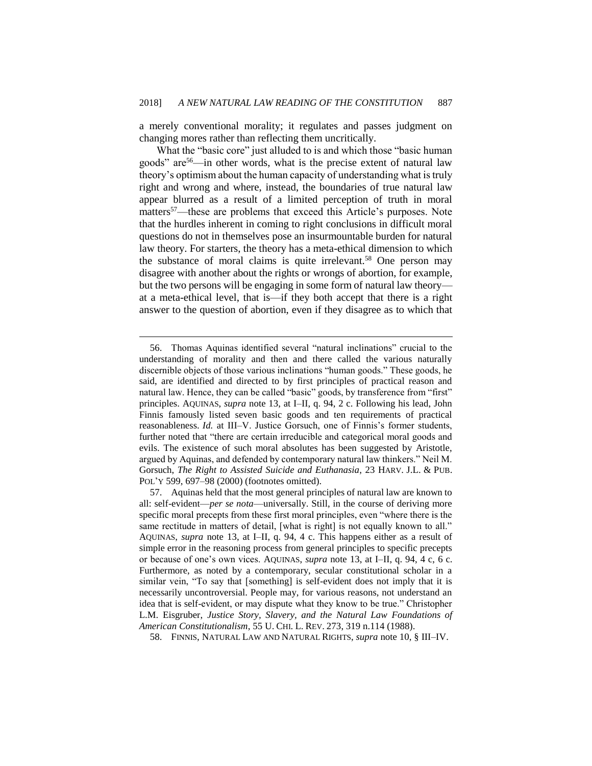a merely conventional morality; it regulates and passes judgment on changing mores rather than reflecting them uncritically.

What the "basic core" just alluded to is and which those "basic human goods" are[56]—in other words, what is the precise extent of natural law theory's optimism about the human capacity of understanding what is truly right and wrong and where, instead, the boundaries of true natural law appear blurred as a result of a limited perception of truth in moral matters[57]—these are problems that exceed this Article's purposes. Note that the hurdles inherent in coming to right conclusions in difficult moral questions do not in themselves pose an insurmountable burden for natural law theory. For starters, the theory has a meta-ethical dimension to which the substance of moral claims is quite irrelevant.[58] One person may disagree with another about the rights or wrongs of abortion, for example, but the two persons will be engaging in some form of natural law theory—at a meta-ethical level, that is—if they both accept that there is a right answer to the question of abortion, even if they disagree as to which that

---

56. Thomas Aquinas identified several "natural inclinations" crucial to the understanding of morality and then and there called the various naturally discernible objects of those various inclinations "human goods." These goods, he said, are identified and directed to by first principles of practical reason and natural law. Hence, they can be called "basic" goods, by transference from "first" principles. AQUINAS, *supra* note 13, at I–II, q. 94, 2 c. Following his lead, John Finnis famously listed seven basic goods and ten requirements of practical reasonableness. *Id.* at III–V. Justice Gorsuch, one of Finnis's former students, further noted that "there are certain irreducible and categorical moral goods and evils. The existence of such moral absolutes has been suggested by Aristotle, argued by Aquinas, and defended by contemporary natural law thinkers." Neil M. Gorsuch, *The Right to Assisted Suicide and Euthanasia*, 23 HARV. J.L. & PUB. POL'Y 599, 697–98 (2000) (footnotes omitted).

57. Aquinas held that the most general principles of natural law are known to all: self-evident—*per se nota*—universally. Still, in the course of deriving more specific moral precepts from these first moral principles, even "where there is the same rectitude in matters of detail, [what is right] is not equally known to all." AQUINAS, *supra* note 13, at I–II, q. 94, 4 c. This happens either as a result of simple error in the reasoning process from general principles to specific precepts or because of one's own vices. AQUINAS, *supra* note 13, at I–II, q. 94, 4 c, 6 c. Furthermore, as noted by a contemporary, secular constitutional scholar in a similar vein, "To say that [something] is self-evident does not imply that it is necessarily uncontroversial. People may, for various reasons, not understand an idea that is self-evident, or may dispute what they know to be true." Christopher L.M. Eisgruber, *Justice Story, Slavery, and the Natural Law Foundations of American Constitutionalism*, 55 U. CHI. L. REV. 273, 319 n.114 (1988).

58. FINNIS, NATURAL LAW AND NATURAL RIGHTS, *supra* note 10, § III–IV.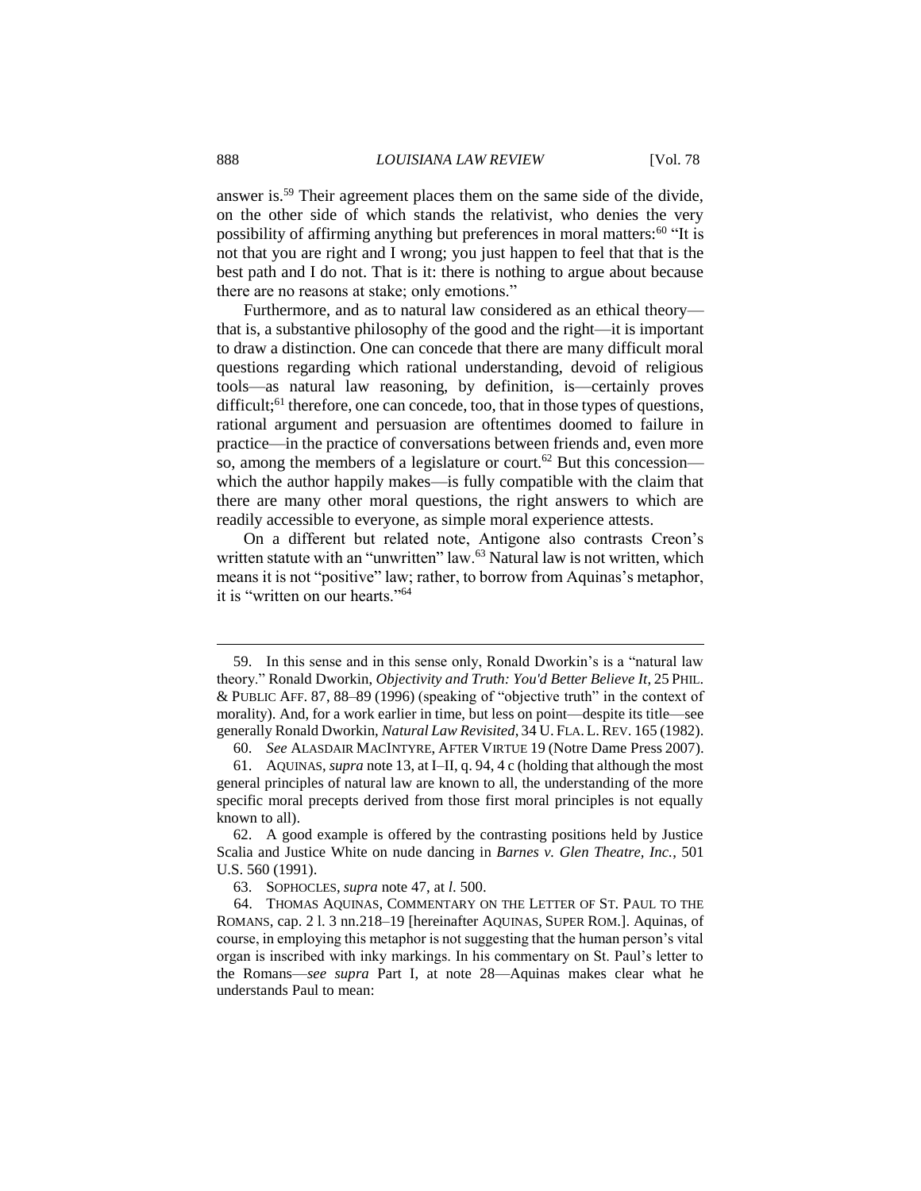answer is.[59] Their agreement places them on the same side of the divide, on the other side of which stands the relativist, who denies the very possibility of affirming anything but preferences in moral matters:[60] "It is not that you are right and I wrong; you just happen to feel that that is the best path and I do not. That is it: there is nothing to argue about because there are no reasons at stake; only emotions."

Furthermore, and as to natural law considered as an ethical theory—that is, a substantive philosophy of the good and the right—it is important to draw a distinction. One can concede that there are many difficult moral questions regarding which rational understanding, devoid of religious tools—as natural law reasoning, by definition, is—certainly proves difficult;[61] therefore, one can concede, too, that in those types of questions, rational argument and persuasion are oftentimes doomed to failure in practice—in the practice of conversations between friends and, even more so, among the members of a legislature or court.[62] But this concession—which the author happily makes—is fully compatible with the claim that there are many other moral questions, the right answers to which are readily accessible to everyone, as simple moral experience attests.

On a different but related note, Antigone also contrasts Creon's written statute with an "unwritten" law.[63] Natural law is not written, which means it is not "positive" law; rather, to borrow from Aquinas's metaphor, it is "written on our hearts."[64]

---

59. In this sense and in this sense only, Ronald Dworkin's is a "natural law theory." Ronald Dworkin, *Objectivity and Truth: You'd Better Believe It*, 25 PHIL. & PUBLIC AFF. 87, 88–89 (1996) (speaking of "objective truth" in the context of morality). And, for a work earlier in time, but less on point—despite its title—see generally Ronald Dworkin, *Natural Law Revisited*, 34 U. FLA. L. REV. 165 (1982).

60. *See* ALASDAIR MACINTYRE, AFTER VIRTUE 19 (Notre Dame Press 2007).

61. AQUINAS, *supra* note 13, at I–II, q. 94, 4 c (holding that although the most general principles of natural law are known to all, the understanding of the more specific moral precepts derived from those first moral principles is not equally known to all).

62. A good example is offered by the contrasting positions held by Justice Scalia and Justice White on nude dancing in *Barnes v. Glen Theatre, Inc.*, 501 U.S. 560 (1991).

63. SOPHOCLES, *supra* note 47, at *l.* 500.

64. THOMAS AQUINAS, COMMENTARY ON THE LETTER OF ST. PAUL TO THE ROMANS, cap. 2 l. 3 nn.218–19 [hereinafter AQUINAS, SUPER ROM.]. Aquinas, of course, in employing this metaphor is not suggesting that the human person's vital organ is inscribed with inky markings. In his commentary on St. Paul's letter to the Romans—*see supra* Part I, at note 28—Aquinas makes clear what he understands Paul to mean: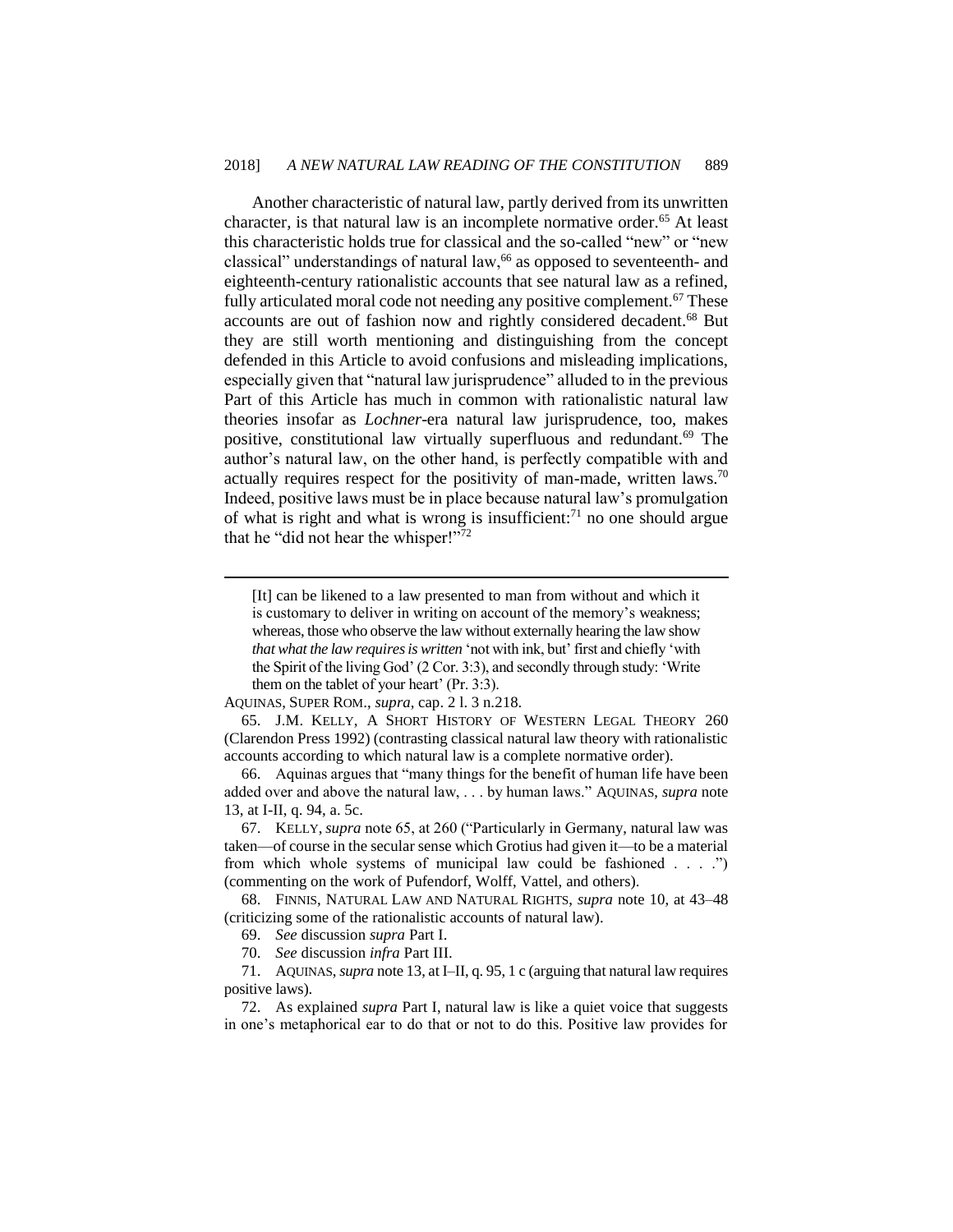Another characteristic of natural law, partly derived from its unwritten character, is that natural law is an incomplete normative order.[65] At least this characteristic holds true for classical and the so-called "new" or "new classical" understandings of natural law,[66] as opposed to seventeenth- and eighteenth-century rationalistic accounts that see natural law as a refined, fully articulated moral code not needing any positive complement.[67] These accounts are out of fashion now and rightly considered decadent.[68] But they are still worth mentioning and distinguishing from the concept defended in this Article to avoid confusions and misleading implications, especially given that "natural law jurisprudence" alluded to in the previous Part of this Article has much in common with rationalistic natural law theories insofar as *Lochner*-era natural law jurisprudence, too, makes positive, constitutional law virtually superfluous and redundant.[69] The author's natural law, on the other hand, is perfectly compatible with and actually requires respect for the positivity of man-made, written laws.[70] Indeed, positive laws must be in place because natural law's promulgation of what is right and what is wrong is insufficient:[71] no one should argue that he "did not hear the whisper!"[72]

---

> [It] can be likened to a law presented to man from without and which it is customary to deliver in writing on account of the memory's weakness; whereas, those who observe the law without externally hearing the law show *that what the law requires is written* 'not with ink, but' first and chiefly 'with the Spirit of the living God' (2 Cor. 3:3), and secondly through study: 'Write them on the tablet of your heart' (Pr. 3:3).

AQUINAS, SUPER ROM., *supra*, cap. 2 l. 3 n.218.

65. J.M. KELLY, A SHORT HISTORY OF WESTERN LEGAL THEORY 260 (Clarendon Press 1992) (contrasting classical natural law theory with rationalistic accounts according to which natural law is a complete normative order).

66. Aquinas argues that "many things for the benefit of human life have been added over and above the natural law, . . . by human laws." AQUINAS, *supra* note 13, at I-II, q. 94, a. 5c.

67. KELLY, *supra* note 65, at 260 ("Particularly in Germany, natural law was taken—of course in the secular sense which Grotius had given it—to be a material from which whole systems of municipal law could be fashioned . . . .") (commenting on the work of Pufendorf, Wolff, Vattel, and others).

68. FINNIS, NATURAL LAW AND NATURAL RIGHTS, *supra* note 10, at 43–48 (criticizing some of the rationalistic accounts of natural law).

69. *See* discussion *supra* Part I.

70. *See* discussion *infra* Part III.

71. AQUINAS, *supra* note 13, at I–II, q. 95, 1 c (arguing that natural law requires positive laws).

72. As explained *supra* Part I, natural law is like a quiet voice that suggests in one's metaphorical ear to do that or not to do this. Positive law provides for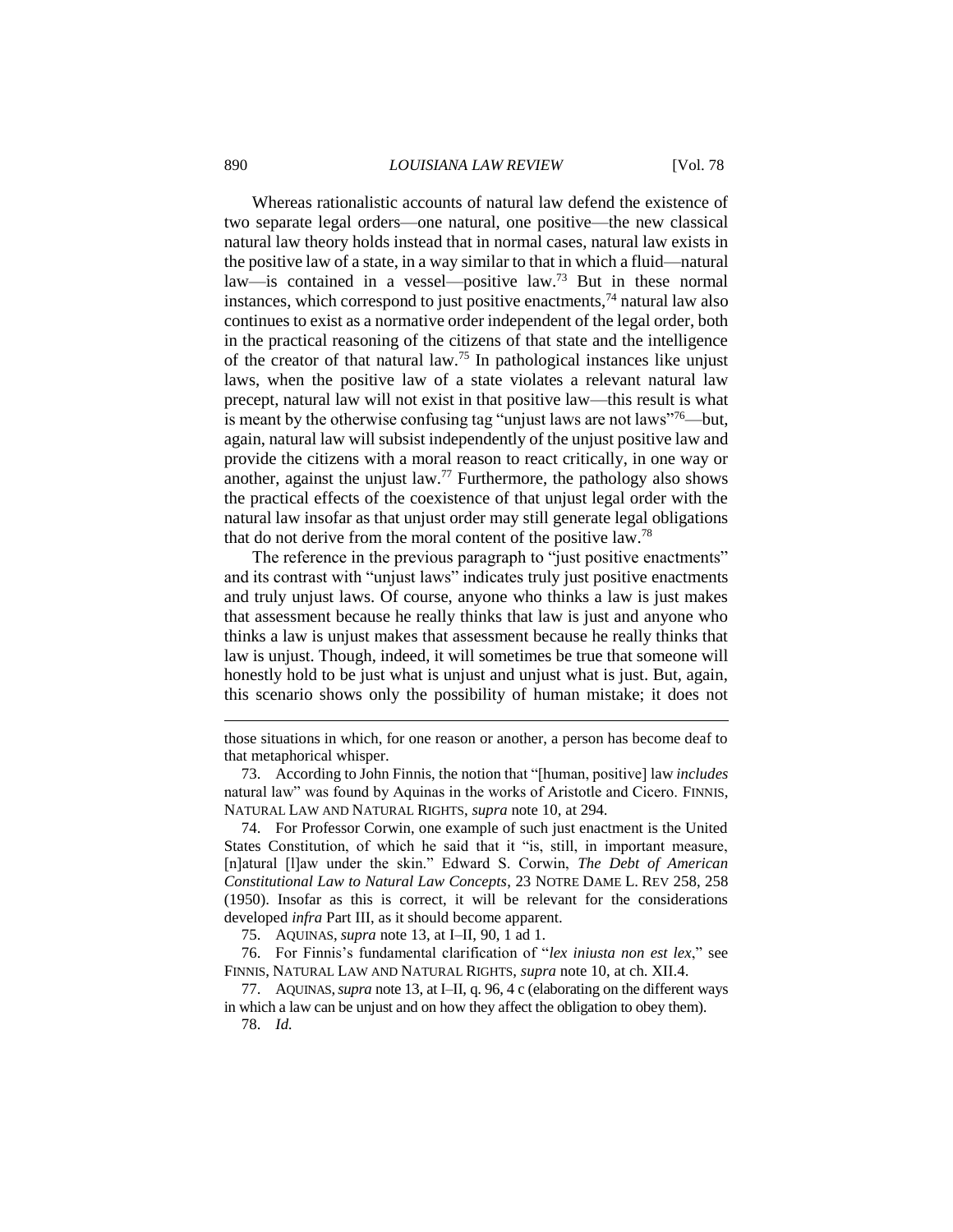Whereas rationalistic accounts of natural law defend the existence of two separate legal orders—one natural, one positive—the new classical natural law theory holds instead that in normal cases, natural law exists in the positive law of a state, in a way similar to that in which a fluid—natural law—is contained in a vessel—positive law.[73] But in these normal instances, which correspond to just positive enactments,[74] natural law also continues to exist as a normative order independent of the legal order, both in the practical reasoning of the citizens of that state and the intelligence of the creator of that natural law.[75] In pathological instances like unjust laws, when the positive law of a state violates a relevant natural law precept, natural law will not exist in that positive law—this result is what is meant by the otherwise confusing tag "unjust laws are not laws"[76]—but, again, natural law will subsist independently of the unjust positive law and provide the citizens with a moral reason to react critically, in one way or another, against the unjust law.[77] Furthermore, the pathology also shows the practical effects of the coexistence of that unjust legal order with the natural law insofar as that unjust order may still generate legal obligations that do not derive from the moral content of the positive law.[78]

The reference in the previous paragraph to "just positive enactments" and its contrast with "unjust laws" indicates truly just positive enactments and truly unjust laws. Of course, anyone who thinks a law is just makes that assessment because he really thinks that law is just and anyone who thinks a law is unjust makes that assessment because he really thinks that law is unjust. Though, indeed, it will sometimes be true that someone will honestly hold to be just what is unjust and unjust what is just. But, again, this scenario shows only the possibility of human mistake; it does not

---

those situations in which, for one reason or another, a person has become deaf to that metaphorical whisper.

73. According to John Finnis, the notion that "[human, positive] law *includes* natural law" was found by Aquinas in the works of Aristotle and Cicero. FINNIS, NATURAL LAW AND NATURAL RIGHTS, *supra* note 10, at 294.

74. For Professor Corwin, one example of such just enactment is the United States Constitution, of which he said that it "is, still, in important measure, [n]atural [l]aw under the skin." Edward S. Corwin, *The Debt of American Constitutional Law to Natural Law Concepts*, 23 NOTRE DAME L. REV 258, 258 (1950). Insofar as this is correct, it will be relevant for the considerations developed *infra* Part III, as it should become apparent.

75. AQUINAS, *supra* note 13, at I–II, 90, 1 ad 1.

76. For Finnis's fundamental clarification of "*lex iniusta non est lex*," see FINNIS, NATURAL LAW AND NATURAL RIGHTS, *supra* note 10, at ch. XII.4.

77. AQUINAS, *supra* note 13, at I–II, q. 96, 4 c (elaborating on the different ways in which a law can be unjust and on how they affect the obligation to obey them).

78. *Id.*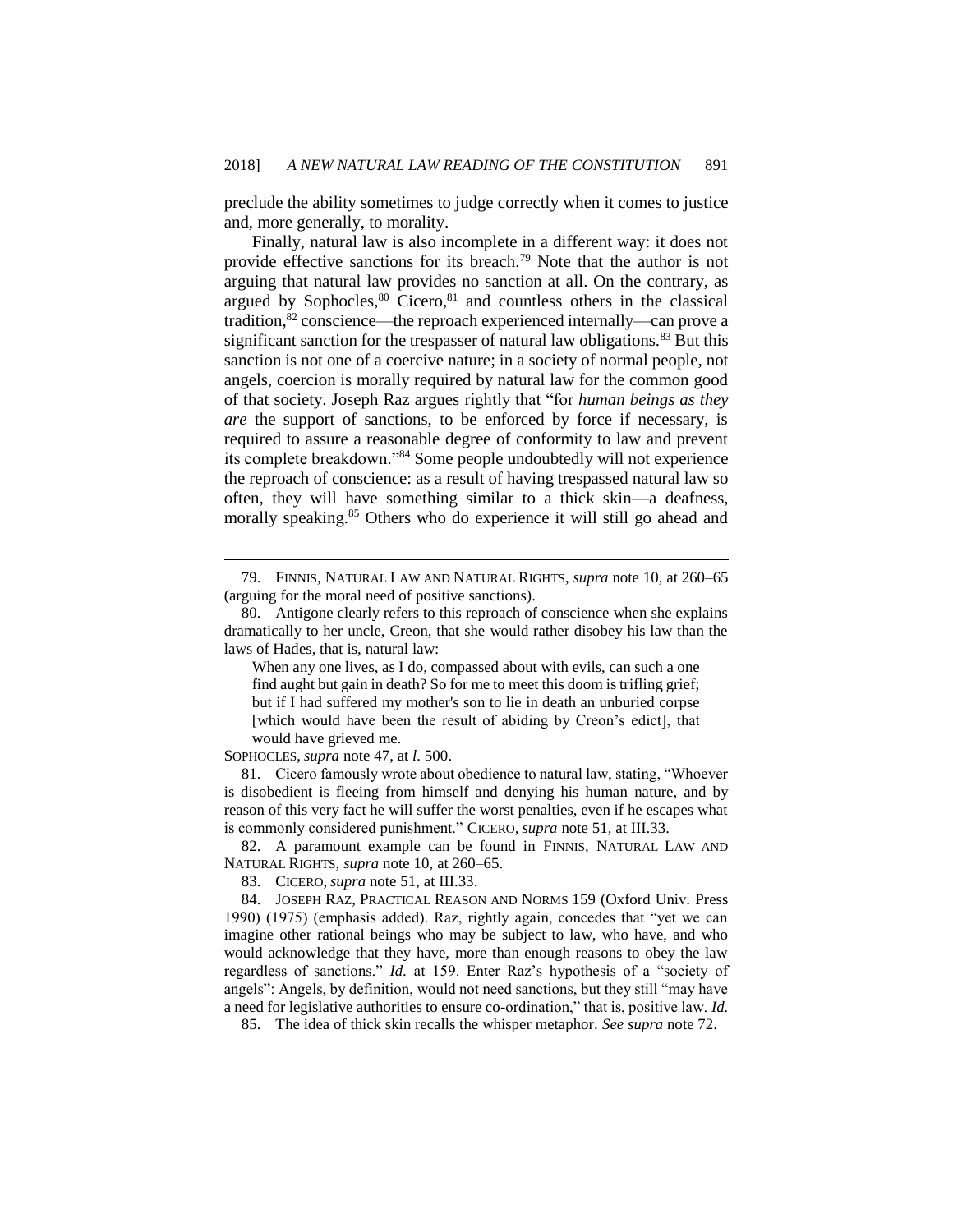preclude the ability sometimes to judge correctly when it comes to justice and, more generally, to morality.

Finally, natural law is also incomplete in a different way: it does not provide effective sanctions for its breach.[79] Note that the author is not arguing that natural law provides no sanction at all. On the contrary, as argued by Sophocles,[80] Cicero,[81] and countless others in the classical tradition,[82] conscience—the reproach experienced internally—can prove a significant sanction for the trespasser of natural law obligations.[83] But this sanction is not one of a coercive nature; in a society of normal people, not angels, coercion is morally required by natural law for the common good of that society. Joseph Raz argues rightly that "for *human beings as they are* the support of sanctions, to be enforced by force if necessary, is required to assure a reasonable degree of conformity to law and prevent its complete breakdown."[84] Some people undoubtedly will not experience the reproach of conscience: as a result of having trespassed natural law so often, they will have something similar to a thick skin—a deafness, morally speaking.[85] Others who do experience it will still go ahead and

---

79. FINNIS, NATURAL LAW AND NATURAL RIGHTS, *supra* note 10, at 260–65 (arguing for the moral need of positive sanctions).

80. Antigone clearly refers to this reproach of conscience when she explains dramatically to her uncle, Creon, that she would rather disobey his law than the laws of Hades, that is, natural law:

> When any one lives, as I do, compassed about with evils, can such a one find aught but gain in death? So for me to meet this doom is trifling grief; but if I had suffered my mother's son to lie in death an unburied corpse [which would have been the result of abiding by Creon's edict], that would have grieved me.

SOPHOCLES, *supra* note 47, at *l.* 500.

81. Cicero famously wrote about obedience to natural law, stating, "Whoever is disobedient is fleeing from himself and denying his human nature, and by reason of this very fact he will suffer the worst penalties, even if he escapes what is commonly considered punishment." CICERO, *supra* note 51, at III.33.

82. A paramount example can be found in FINNIS, NATURAL LAW AND NATURAL RIGHTS, *supra* note 10, at 260–65.

83. CICERO, *supra* note 51, at III.33.

84. JOSEPH RAZ, PRACTICAL REASON AND NORMS 159 (Oxford Univ. Press 1990) (1975) (emphasis added). Raz, rightly again, concedes that "yet we can imagine other rational beings who may be subject to law, who have, and who would acknowledge that they have, more than enough reasons to obey the law regardless of sanctions." *Id.* at 159. Enter Raz's hypothesis of a "society of angels": Angels, by definition, would not need sanctions, but they still "may have a need for legislative authorities to ensure co-ordination," that is, positive law. *Id.*

85. The idea of thick skin recalls the whisper metaphor. *See supra* note 72.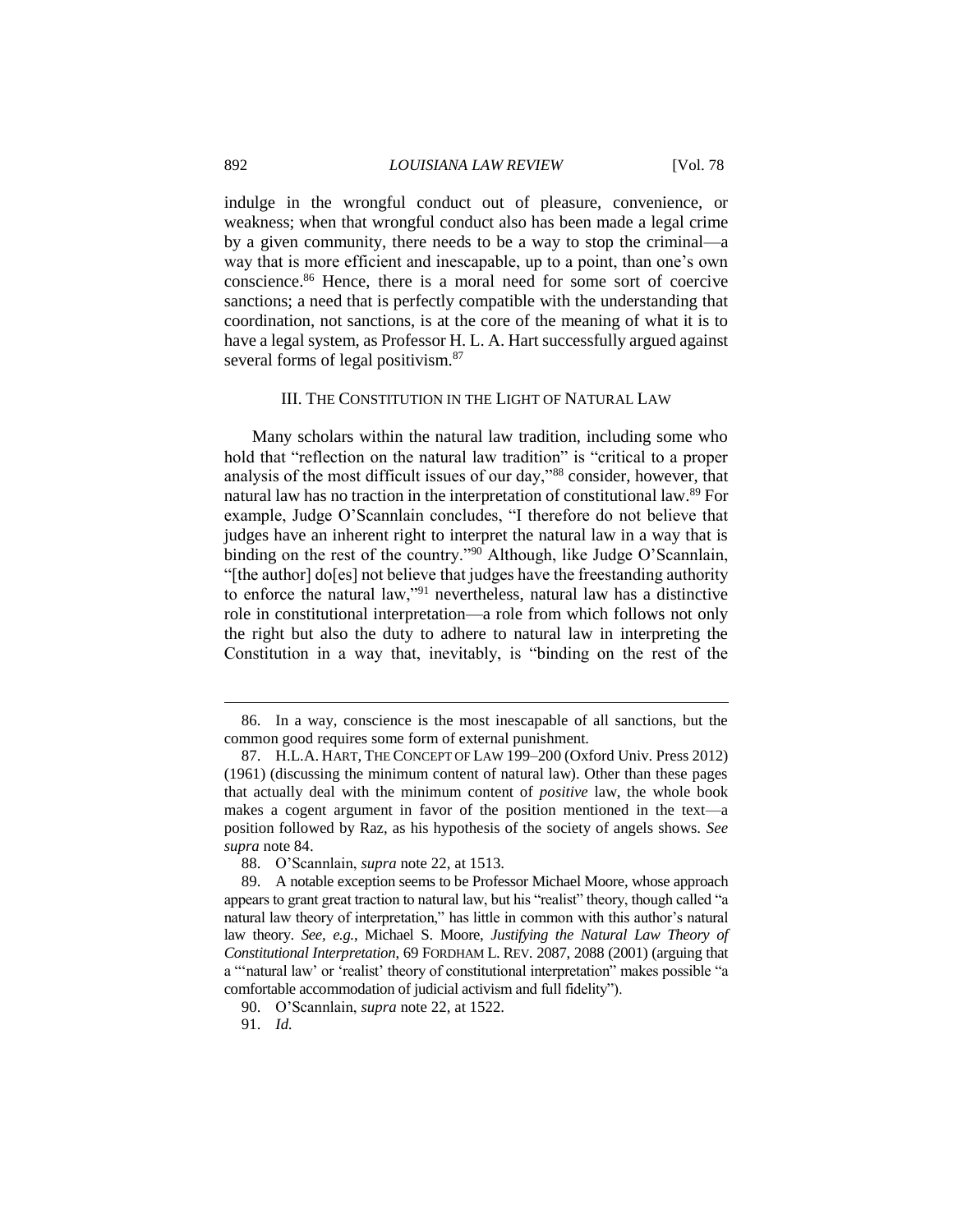indulge in the wrongful conduct out of pleasure, convenience, or weakness; when that wrongful conduct also has been made a legal crime by a given community, there needs to be a way to stop the criminal—a way that is more efficient and inescapable, up to a point, than one's own conscience.[86] Hence, there is a moral need for some sort of coercive sanctions; a need that is perfectly compatible with the understanding that coordination, not sanctions, is at the core of the meaning of what it is to have a legal system, as Professor H. L. A. Hart successfully argued against several forms of legal positivism.[87]

## III. The Constitution in the Light of Natural Law

Many scholars within the natural law tradition, including some who hold that "reflection on the natural law tradition" is "critical to a proper analysis of the most difficult issues of our day,"[88] consider, however, that natural law has no traction in the interpretation of constitutional law.[89] For example, Judge O'Scannlain concludes, "I therefore do not believe that judges have an inherent right to interpret the natural law in a way that is binding on the rest of the country."[90] Although, like Judge O'Scannlain, "[the author] do[es] not believe that judges have the freestanding authority to enforce the natural law,"[91] nevertheless, natural law has a distinctive role in constitutional interpretation—a role from which follows not only the right but also the duty to adhere to natural law in interpreting the Constitution in a way that, inevitably, is "binding on the rest of the

---

86. In a way, conscience is the most inescapable of all sanctions, but the common good requires some form of external punishment.

87. H.L.A. Hart, The Concept of Law 199–200 (Oxford Univ. Press 2012) (1961) (discussing the minimum content of natural law). Other than these pages that actually deal with the minimum content of *positive* law, the whole book makes a cogent argument in favor of the position mentioned in the text—a position followed by Raz, as his hypothesis of the society of angels shows. *See supra* note 84.

88. O'Scannlain, *supra* note 22, at 1513.

89. A notable exception seems to be Professor Michael Moore, whose approach appears to grant great traction to natural law, but his "realist" theory, though called "a natural law theory of interpretation," has little in common with this author's natural law theory. *See, e.g.*, Michael S. Moore, *Justifying the Natural Law Theory of Constitutional Interpretation*, 69 Fordham L. Rev. 2087, 2088 (2001) (arguing that a "'natural law' or 'realist' theory of constitutional interpretation" makes possible "a comfortable accommodation of judicial activism and full fidelity").

90. O'Scannlain, *supra* note 22, at 1522.

91. *Id.*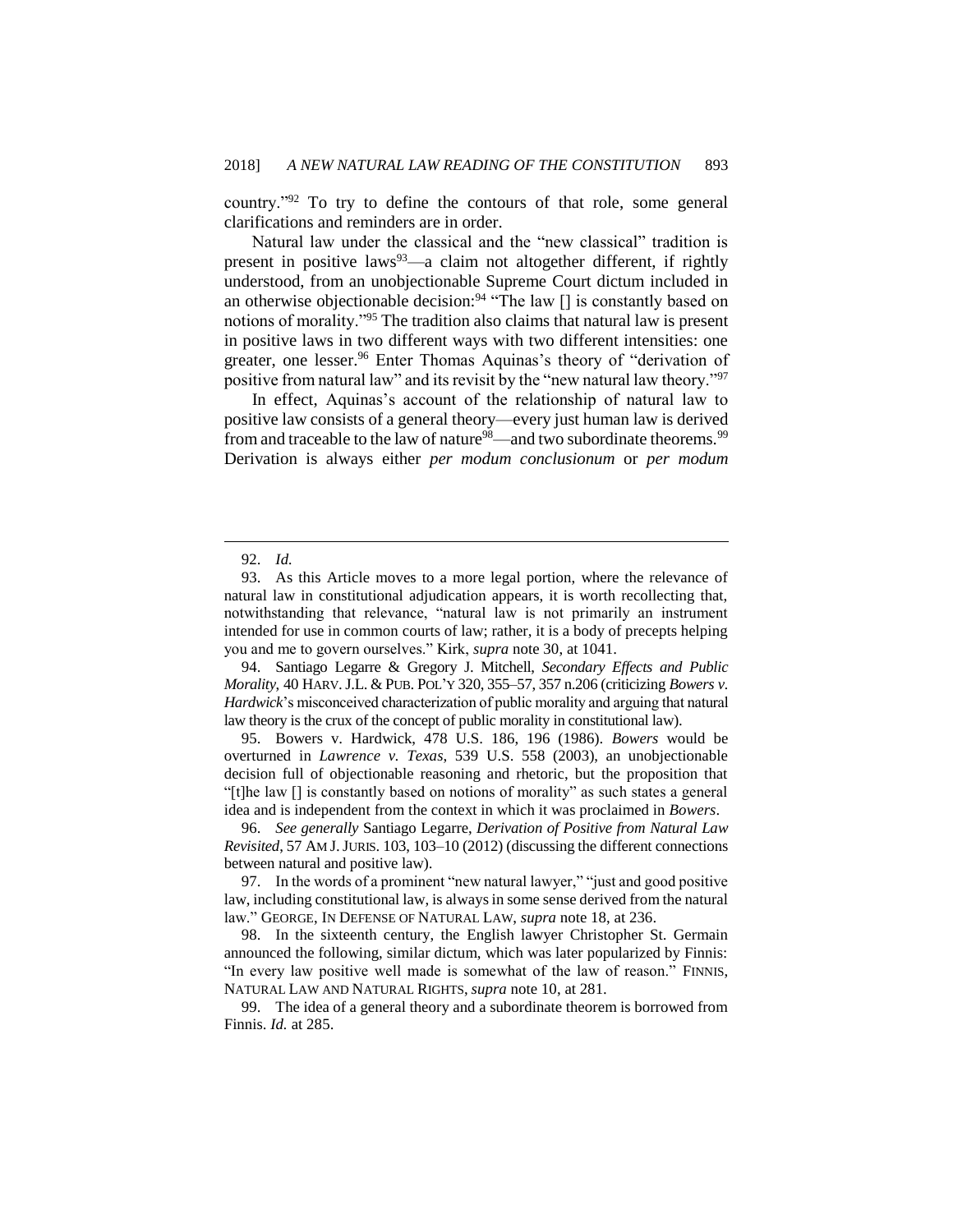country."[92] To try to define the contours of that role, some general clarifications and reminders are in order.

Natural law under the classical and the "new classical" tradition is present in positive laws[93]—a claim not altogether different, if rightly understood, from an unobjectionable Supreme Court dictum included in an otherwise objectionable decision:[94] "The law [] is constantly based on notions of morality."[95] The tradition also claims that natural law is present in positive laws in two different ways with two different intensities: one greater, one lesser.[96] Enter Thomas Aquinas's theory of "derivation of positive from natural law" and its revisit by the "new natural law theory."[97]

In effect, Aquinas's account of the relationship of natural law to positive law consists of a general theory—every just human law is derived from and traceable to the law of nature[98]—and two subordinate theorems.[99] Derivation is always either *per modum conclusionum* or *per modum*

---

92. *Id.*

93. As this Article moves to a more legal portion, where the relevance of natural law in constitutional adjudication appears, it is worth recollecting that, notwithstanding that relevance, "natural law is not primarily an instrument intended for use in common courts of law; rather, it is a body of precepts helping you and me to govern ourselves." Kirk, *supra* note 30, at 1041.

94. Santiago Legarre & Gregory J. Mitchell, *Secondary Effects and Public Morality*, 40 HARV. J.L. & PUB. POL'Y 320, 355–57, 357 n.206 (criticizing *Bowers v. Hardwick*'s misconceived characterization of public morality and arguing that natural law theory is the crux of the concept of public morality in constitutional law).

95. Bowers v. Hardwick, 478 U.S. 186, 196 (1986). *Bowers* would be overturned in *Lawrence v. Texas*, 539 U.S. 558 (2003), an unobjectionable decision full of objectionable reasoning and rhetoric, but the proposition that "[t]he law [] is constantly based on notions of morality" as such states a general idea and is independent from the context in which it was proclaimed in *Bowers*.

96. *See generally* Santiago Legarre, *Derivation of Positive from Natural Law Revisited*, 57 AM J. JURIS. 103, 103–10 (2012) (discussing the different connections between natural and positive law).

97. In the words of a prominent "new natural lawyer," "just and good positive law, including constitutional law, is always in some sense derived from the natural law." GEORGE, IN DEFENSE OF NATURAL LAW, *supra* note 18, at 236.

98. In the sixteenth century, the English lawyer Christopher St. Germain announced the following, similar dictum, which was later popularized by Finnis: "In every law positive well made is somewhat of the law of reason." FINNIS, NATURAL LAW AND NATURAL RIGHTS, *supra* note 10, at 281.

99. The idea of a general theory and a subordinate theorem is borrowed from Finnis. *Id.* at 285.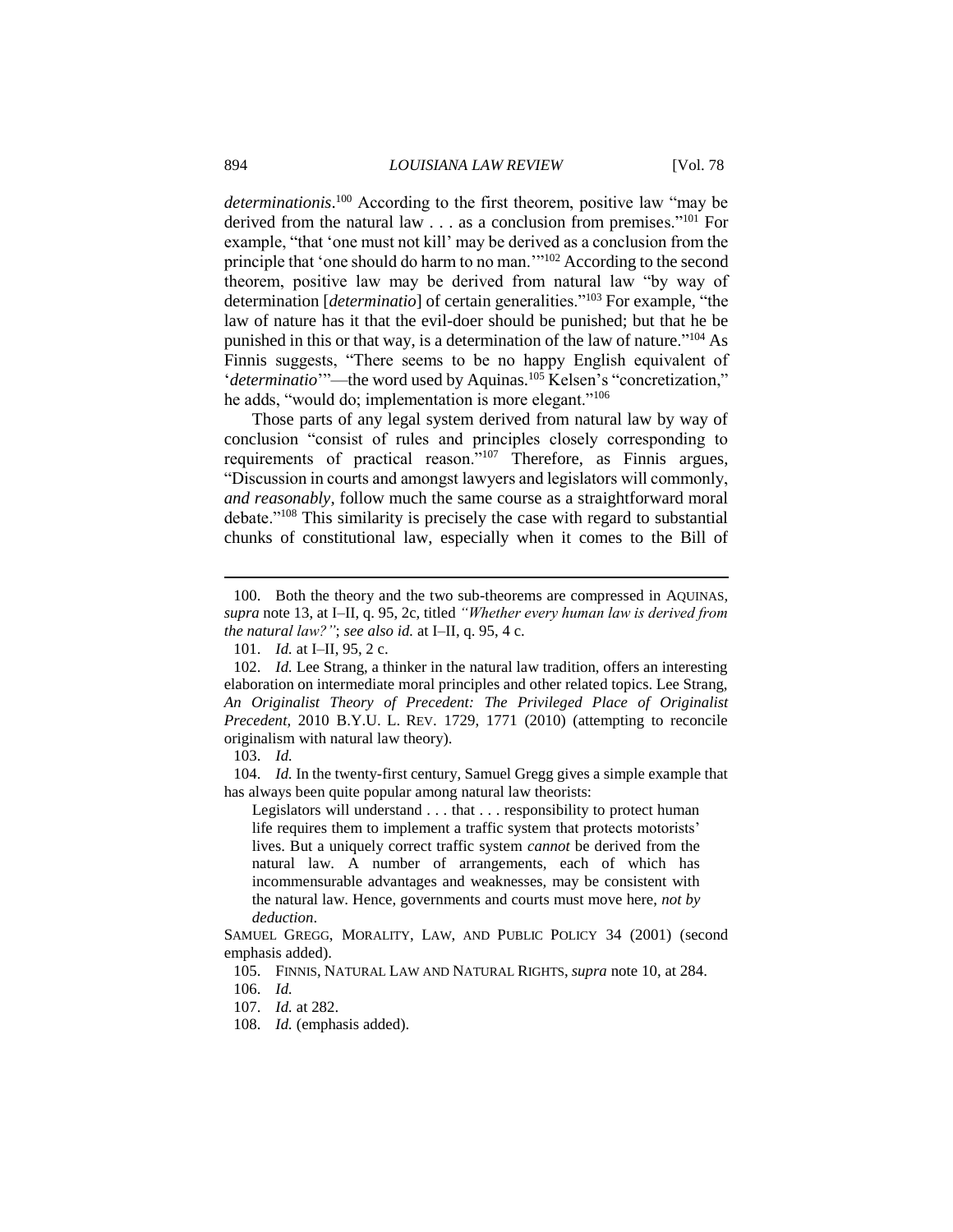*determinationis*.[100] According to the first theorem, positive law "may be derived from the natural law . . . as a conclusion from premises."[101] For example, "that 'one must not kill' may be derived as a conclusion from the principle that 'one should do harm to no man.'"[102] According to the second theorem, positive law may be derived from natural law "by way of determination [*determinatio*] of certain generalities."[103] For example, "the law of nature has it that the evil-doer should be punished; but that he be punished in this or that way, is a determination of the law of nature."[104] As Finnis suggests, "There seems to be no happy English equivalent of '*determinatio*'"—the word used by Aquinas.[105] Kelsen's "concretization," he adds, "would do; implementation is more elegant."[106]

Those parts of any legal system derived from natural law by way of conclusion "consist of rules and principles closely corresponding to requirements of practical reason."[107] Therefore, as Finnis argues, "Discussion in courts and amongst lawyers and legislators will commonly, *and reasonably*, follow much the same course as a straightforward moral debate."[108] This similarity is precisely the case with regard to substantial chunks of constitutional law, especially when it comes to the Bill of

---

100. Both the theory and the two sub-theorems are compressed in AQUINAS, *supra* note 13, at I–II, q. 95, 2c, titled *"Whether every human law is derived from the natural law?"*; *see also id.* at I–II, q. 95, 4 c.

101. *Id.* at I–II, 95, 2 c.

102. *Id.* Lee Strang, a thinker in the natural law tradition, offers an interesting elaboration on intermediate moral principles and other related topics. Lee Strang, *An Originalist Theory of Precedent: The Privileged Place of Originalist Precedent*, 2010 B.Y.U. L. REV. 1729, 1771 (2010) (attempting to reconcile originalism with natural law theory).

103. *Id.*

104. *Id.* In the twenty-first century, Samuel Gregg gives a simple example that has always been quite popular among natural law theorists:

> Legislators will understand . . . that . . . responsibility to protect human life requires them to implement a traffic system that protects motorists' lives. But a uniquely correct traffic system *cannot* be derived from the natural law. A number of arrangements, each of which has incommensurable advantages and weaknesses, may be consistent with the natural law. Hence, governments and courts must move here, *not by deduction*.

SAMUEL GREGG, MORALITY, LAW, AND PUBLIC POLICY 34 (2001) (second emphasis added).

105. FINNIS, NATURAL LAW AND NATURAL RIGHTS, *supra* note 10, at 284.

106. *Id.*

107. *Id.* at 282.

108. *Id.* (emphasis added).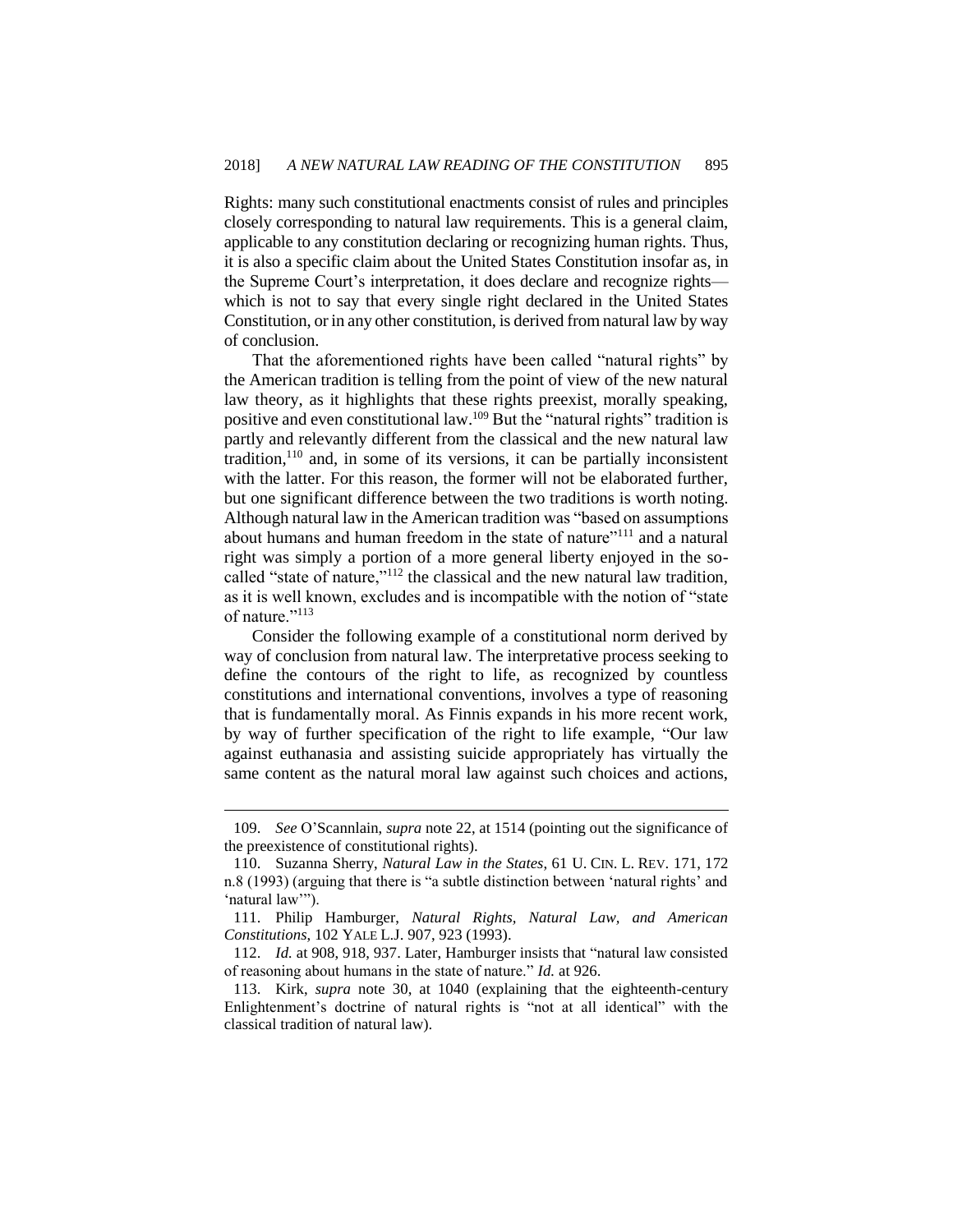Rights: many such constitutional enactments consist of rules and principles closely corresponding to natural law requirements. This is a general claim, applicable to any constitution declaring or recognizing human rights. Thus, it is also a specific claim about the United States Constitution insofar as, in the Supreme Court's interpretation, it does declare and recognize rights—which is not to say that every single right declared in the United States Constitution, or in any other constitution, is derived from natural law by way of conclusion.

That the aforementioned rights have been called "natural rights" by the American tradition is telling from the point of view of the new natural law theory, as it highlights that these rights preexist, morally speaking, positive and even constitutional law.[109] But the "natural rights" tradition is partly and relevantly different from the classical and the new natural law tradition,[110] and, in some of its versions, it can be partially inconsistent with the latter. For this reason, the former will not be elaborated further, but one significant difference between the two traditions is worth noting. Although natural law in the American tradition was "based on assumptions about humans and human freedom in the state of nature"[111] and a natural right was simply a portion of a more general liberty enjoyed in the so-called "state of nature,"[112] the classical and the new natural law tradition, as it is well known, excludes and is incompatible with the notion of "state of nature."[113]

Consider the following example of a constitutional norm derived by way of conclusion from natural law. The interpretative process seeking to define the contours of the right to life, as recognized by countless constitutions and international conventions, involves a type of reasoning that is fundamentally moral. As Finnis expands in his more recent work, by way of further specification of the right to life example, "Our law against euthanasia and assisting suicide appropriately has virtually the same content as the natural moral law against such choices and actions,

---

109. *See* O'Scannlain, *supra* note 22, at 1514 (pointing out the significance of the preexistence of constitutional rights).

110. Suzanna Sherry, *Natural Law in the States*, 61 U. CIN. L. REV. 171, 172 n.8 (1993) (arguing that there is "a subtle distinction between 'natural rights' and 'natural law'").

111. Philip Hamburger, *Natural Rights, Natural Law, and American Constitutions*, 102 YALE L.J. 907, 923 (1993).

112. *Id.* at 908, 918, 937. Later, Hamburger insists that "natural law consisted of reasoning about humans in the state of nature." *Id.* at 926.

113. Kirk, *supra* note 30, at 1040 (explaining that the eighteenth-century Enlightenment's doctrine of natural rights is "not at all identical" with the classical tradition of natural law).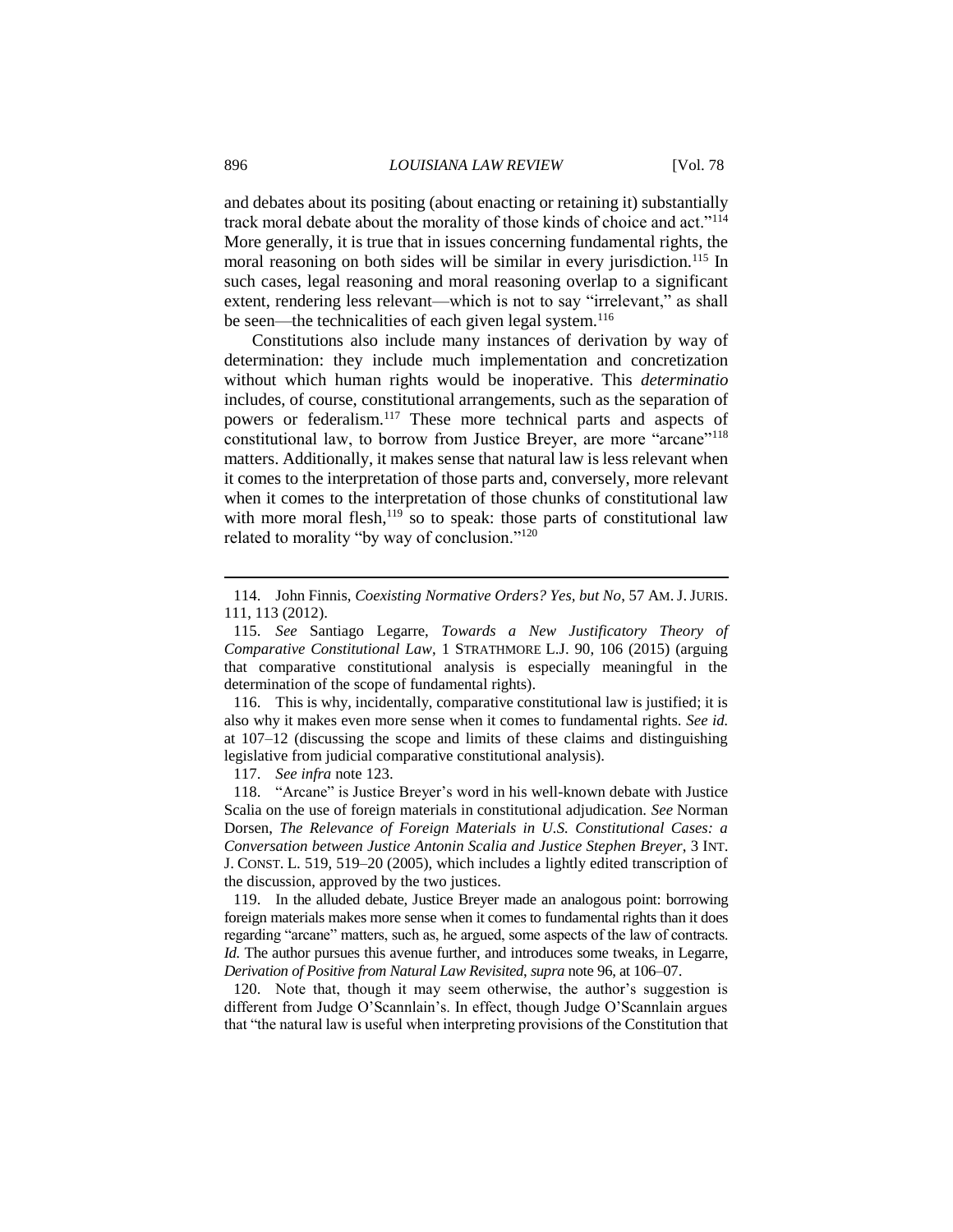and debates about its positing (about enacting or retaining it) substantially track moral debate about the morality of those kinds of choice and act."[114] More generally, it is true that in issues concerning fundamental rights, the moral reasoning on both sides will be similar in every jurisdiction.[115] In such cases, legal reasoning and moral reasoning overlap to a significant extent, rendering less relevant—which is not to say "irrelevant," as shall be seen—the technicalities of each given legal system.[116]

Constitutions also include many instances of derivation by way of determination: they include much implementation and concretization without which human rights would be inoperative. This *determinatio* includes, of course, constitutional arrangements, such as the separation of powers or federalism.[117] These more technical parts and aspects of constitutional law, to borrow from Justice Breyer, are more "arcane"[118] matters. Additionally, it makes sense that natural law is less relevant when it comes to the interpretation of those parts and, conversely, more relevant when it comes to the interpretation of those chunks of constitutional law with more moral flesh,[119] so to speak: those parts of constitutional law related to morality "by way of conclusion."[120]

---

114. John Finnis, *Coexisting Normative Orders? Yes, but No*, 57 AM. J. JURIS. 111, 113 (2012).

115. *See* Santiago Legarre, *Towards a New Justificatory Theory of Comparative Constitutional Law*, 1 STRATHMORE L.J. 90, 106 (2015) (arguing that comparative constitutional analysis is especially meaningful in the determination of the scope of fundamental rights).

116. This is why, incidentally, comparative constitutional law is justified; it is also why it makes even more sense when it comes to fundamental rights. *See id.* at 107–12 (discussing the scope and limits of these claims and distinguishing legislative from judicial comparative constitutional analysis).

117. *See infra* note 123.

118. "Arcane" is Justice Breyer's word in his well-known debate with Justice Scalia on the use of foreign materials in constitutional adjudication. *See* Norman Dorsen, *The Relevance of Foreign Materials in U.S. Constitutional Cases: a Conversation between Justice Antonin Scalia and Justice Stephen Breyer*, 3 INT. J. CONST. L. 519, 519–20 (2005), which includes a lightly edited transcription of the discussion, approved by the two justices.

119. In the alluded debate, Justice Breyer made an analogous point: borrowing foreign materials makes more sense when it comes to fundamental rights than it does regarding "arcane" matters, such as, he argued, some aspects of the law of contracts. *Id.* The author pursues this avenue further, and introduces some tweaks, in Legarre, *Derivation of Positive from Natural Law Revisited*, *supra* note 96, at 106–07.

120. Note that, though it may seem otherwise, the author's suggestion is different from Judge O'Scannlain's. In effect, though Judge O'Scannlain argues that "the natural law is useful when interpreting provisions of the Constitution that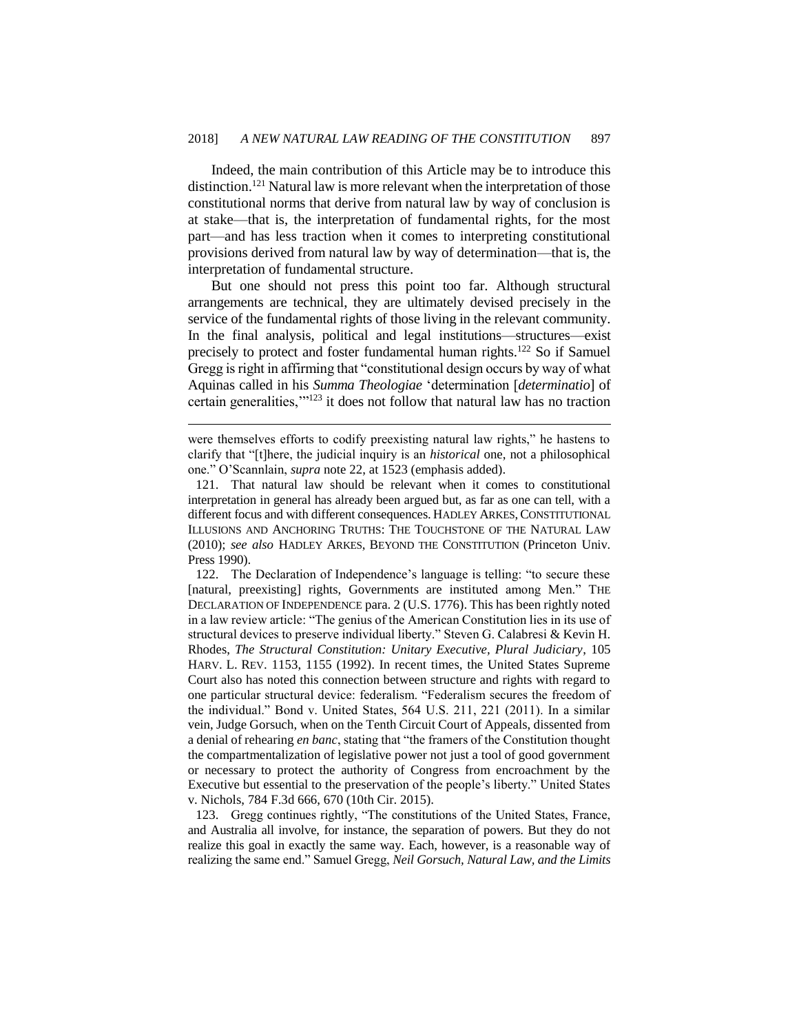Indeed, the main contribution of this Article may be to introduce this distinction.[121] Natural law is more relevant when the interpretation of those constitutional norms that derive from natural law by way of conclusion is at stake—that is, the interpretation of fundamental rights, for the most part—and has less traction when it comes to interpreting constitutional provisions derived from natural law by way of determination—that is, the interpretation of fundamental structure.

But one should not press this point too far. Although structural arrangements are technical, they are ultimately devised precisely in the service of the fundamental rights of those living in the relevant community. In the final analysis, political and legal institutions—structures—exist precisely to protect and foster fundamental human rights.[122] So if Samuel Gregg is right in affirming that "constitutional design occurs by way of what Aquinas called in his *Summa Theologiae* 'determination [*determinatio*] of certain generalities,'"[123] it does not follow that natural law has no traction

---

were themselves efforts to codify preexisting natural law rights," he hastens to clarify that "[t]here, the judicial inquiry is an *historical* one, not a philosophical one." O'Scannlain, *supra* note 22, at 1523 (emphasis added).

121. That natural law should be relevant when it comes to constitutional interpretation in general has already been argued but, as far as one can tell, with a different focus and with different consequences. HADLEY ARKES, CONSTITUTIONAL ILLUSIONS AND ANCHORING TRUTHS: THE TOUCHSTONE OF THE NATURAL LAW (2010); *see also* HADLEY ARKES, BEYOND THE CONSTITUTION (Princeton Univ. Press 1990).

122. The Declaration of Independence's language is telling: "to secure these [natural, preexisting] rights, Governments are instituted among Men." THE DECLARATION OF INDEPENDENCE para. 2 (U.S. 1776). This has been rightly noted in a law review article: "The genius of the American Constitution lies in its use of structural devices to preserve individual liberty." Steven G. Calabresi & Kevin H. Rhodes, *The Structural Constitution: Unitary Executive, Plural Judiciary*, 105 HARV. L. REV. 1153, 1155 (1992). In recent times, the United States Supreme Court also has noted this connection between structure and rights with regard to one particular structural device: federalism. "Federalism secures the freedom of the individual." Bond v. United States, 564 U.S. 211, 221 (2011). In a similar vein, Judge Gorsuch, when on the Tenth Circuit Court of Appeals, dissented from a denial of rehearing *en banc*, stating that "the framers of the Constitution thought the compartmentalization of legislative power not just a tool of good government or necessary to protect the authority of Congress from encroachment by the Executive but essential to the preservation of the people's liberty." United States v. Nichols, 784 F.3d 666, 670 (10th Cir. 2015).

123. Gregg continues rightly, "The constitutions of the United States, France, and Australia all involve, for instance, the separation of powers. But they do not realize this goal in exactly the same way. Each, however, is a reasonable way of realizing the same end." Samuel Gregg, *Neil Gorsuch, Natural Law, and the Limits*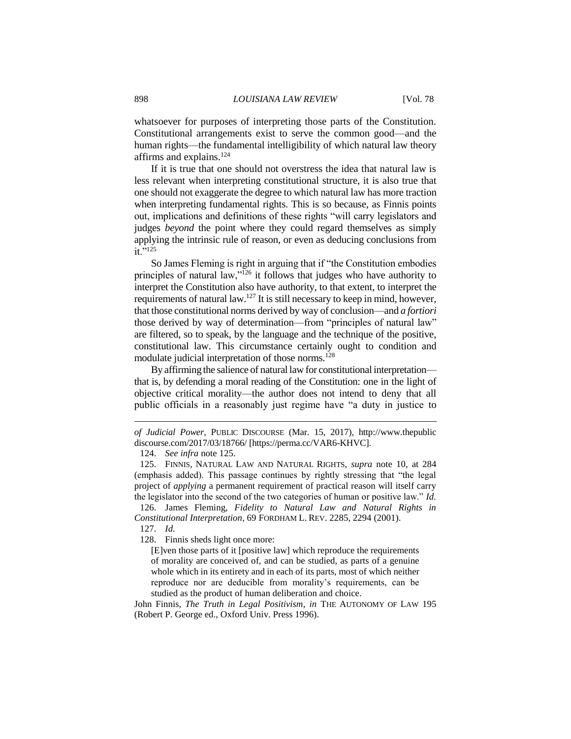whatsoever for purposes of interpreting those parts of the Constitution. Constitutional arrangements exist to serve the common good—and the human rights—the fundamental intelligibility of which natural law theory affirms and explains.[124]

If it is true that one should not overstress the idea that natural law is less relevant when interpreting constitutional structure, it is also true that one should not exaggerate the degree to which natural law has more traction when interpreting fundamental rights. This is so because, as Finnis points out, implications and definitions of these rights "will carry legislators and judges *beyond* the point where they could regard themselves as simply applying the intrinsic rule of reason, or even as deducing conclusions from it."[125]

So James Fleming is right in arguing that if "the Constitution embodies principles of natural law,"[126] it follows that judges who have authority to interpret the Constitution also have authority, to that extent, to interpret the requirements of natural law.[127] It is still necessary to keep in mind, however, that those constitutional norms derived by way of conclusion—and *a fortiori* those derived by way of determination—from "principles of natural law" are filtered, so to speak, by the language and the technique of the positive, constitutional law. This circumstance certainly ought to condition and modulate judicial interpretation of those norms.[128]

By affirming the salience of natural law for constitutional interpretation—that is, by defending a moral reading of the Constitution: one in the light of objective critical morality—the author does not intend to deny that all public officials in a reasonably just regime have "a duty in justice to

---

*of Judicial Power*, PUBLIC DISCOURSE (Mar. 15, 2017), http://www.thepublicdiscourse.com/2017/03/18766/ [https://perma.cc/VAR6-KHVC].

124. *See infra* note 125.

125. FINNIS, NATURAL LAW AND NATURAL RIGHTS, *supra* note 10, at 284 (emphasis added). This passage continues by rightly stressing that "the legal project of *applying* a permanent requirement of practical reason will itself carry the legislator into the second of the two categories of human or positive law." *Id.*

126. James Fleming, *Fidelity to Natural Law and Natural Rights in Constitutional Interpretation*, 69 FORDHAM L. REV. 2285, 2294 (2001).

127. *Id.*

128. Finnis sheds light once more:

> [E]ven those parts of it [positive law] which reproduce the requirements of morality are conceived of, and can be studied, as parts of a genuine whole which in its entirety and in each of its parts, most of which neither reproduce nor are deducible from morality's requirements, can be studied as the product of human deliberation and choice.

John Finnis, *The Truth in Legal Positivism*, *in* THE AUTONOMY OF LAW 195 (Robert P. George ed., Oxford Univ. Press 1996).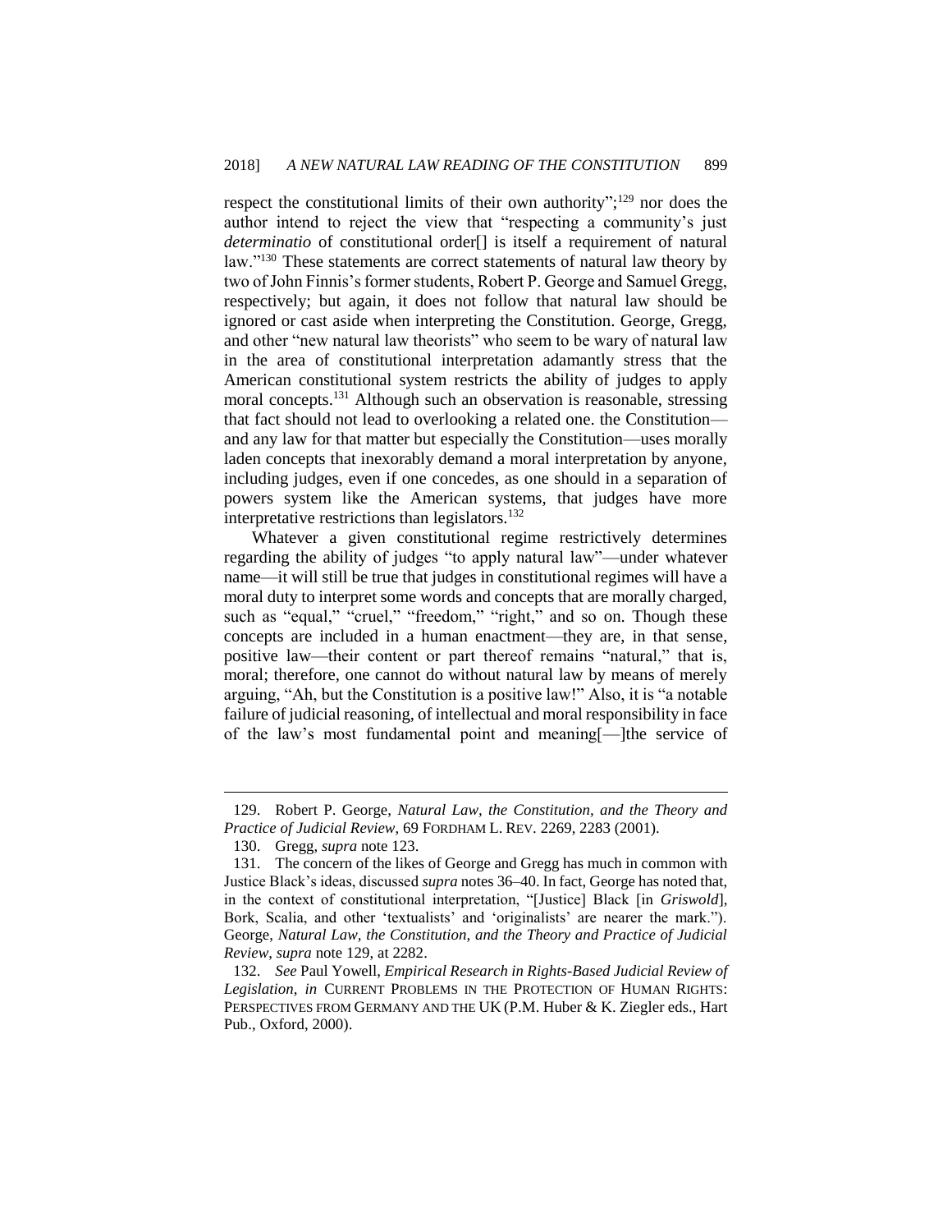respect the constitutional limits of their own authority";[129] nor does the author intend to reject the view that "respecting a community's just *determinatio* of constitutional order[] is itself a requirement of natural law."[130] These statements are correct statements of natural law theory by two of John Finnis's former students, Robert P. George and Samuel Gregg, respectively; but again, it does not follow that natural law should be ignored or cast aside when interpreting the Constitution. George, Gregg, and other "new natural law theorists" who seem to be wary of natural law in the area of constitutional interpretation adamantly stress that the American constitutional system restricts the ability of judges to apply moral concepts.[131] Although such an observation is reasonable, stressing that fact should not lead to overlooking a related one. the Constitution—and any law for that matter but especially the Constitution—uses morally laden concepts that inexorably demand a moral interpretation by anyone, including judges, even if one concedes, as one should in a separation of powers system like the American systems, that judges have more interpretative restrictions than legislators.[132]

Whatever a given constitutional regime restrictively determines regarding the ability of judges "to apply natural law"—under whatever name—it will still be true that judges in constitutional regimes will have a moral duty to interpret some words and concepts that are morally charged, such as "equal," "cruel," "freedom," "right," and so on. Though these concepts are included in a human enactment—they are, in that sense, positive law—their content or part thereof remains "natural," that is, moral; therefore, one cannot do without natural law by means of merely arguing, "Ah, but the Constitution is a positive law!" Also, it is "a notable failure of judicial reasoning, of intellectual and moral responsibility in face of the law's most fundamental point and meaning[—]the service of

---

129. Robert P. George, *Natural Law, the Constitution, and the Theory and Practice of Judicial Review*, 69 FORDHAM L. REV. 2269, 2283 (2001).

130. Gregg, *supra* note 123.

131. The concern of the likes of George and Gregg has much in common with Justice Black's ideas, discussed *supra* notes 36–40. In fact, George has noted that, in the context of constitutional interpretation, "[Justice] Black [in *Griswold*], Bork, Scalia, and other 'textualists' and 'originalists' are nearer the mark."). George, *Natural Law, the Constitution, and the Theory and Practice of Judicial Review*, *supra* note 129, at 2282.

132. *See* Paul Yowell, *Empirical Research in Rights-Based Judicial Review of Legislation*, *in* CURRENT PROBLEMS IN THE PROTECTION OF HUMAN RIGHTS: PERSPECTIVES FROM GERMANY AND THE UK (P.M. Huber & K. Ziegler eds., Hart Pub., Oxford, 2000).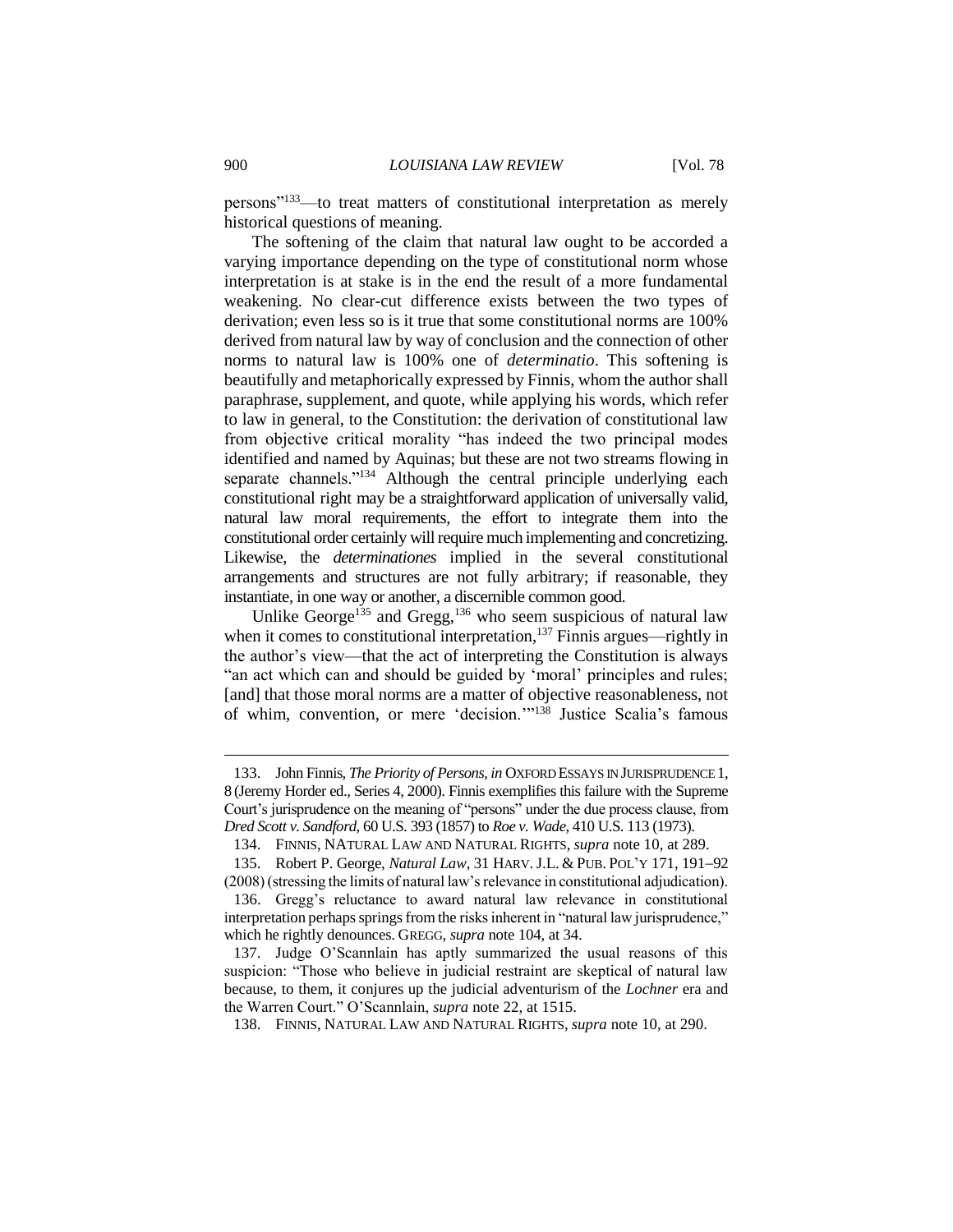persons"[133]—to treat matters of constitutional interpretation as merely historical questions of meaning.

The softening of the claim that natural law ought to be accorded a varying importance depending on the type of constitutional norm whose interpretation is at stake is in the end the result of a more fundamental weakening. No clear-cut difference exists between the two types of derivation; even less so is it true that some constitutional norms are 100% derived from natural law by way of conclusion and the connection of other norms to natural law is 100% one of *determinatio*. This softening is beautifully and metaphorically expressed by Finnis, whom the author shall paraphrase, supplement, and quote, while applying his words, which refer to law in general, to the Constitution: the derivation of constitutional law from objective critical morality "has indeed the two principal modes identified and named by Aquinas; but these are not two streams flowing in separate channels."[134] Although the central principle underlying each constitutional right may be a straightforward application of universally valid, natural law moral requirements, the effort to integrate them into the constitutional order certainly will require much implementing and concretizing. Likewise, the *determinationes* implied in the several constitutional arrangements and structures are not fully arbitrary; if reasonable, they instantiate, in one way or another, a discernible common good.

Unlike George[135] and Gregg,[136] who seem suspicious of natural law when it comes to constitutional interpretation,[137] Finnis argues—rightly in the author's view—that the act of interpreting the Constitution is always "an act which can and should be guided by 'moral' principles and rules; [and] that those moral norms are a matter of objective reasonableness, not of whim, convention, or mere 'decision.'"[138] Justice Scalia's famous

---

133. John Finnis, *The Priority of Persons*, *in* OXFORD ESSAYS IN JURISPRUDENCE 1, 8 (Jeremy Horder ed., Series 4, 2000). Finnis exemplifies this failure with the Supreme Court's jurisprudence on the meaning of "persons" under the due process clause, from *Dred Scott v. Sandford*, 60 U.S. 393 (1857) to *Roe v. Wade*, 410 U.S. 113 (1973).

134. FINNIS, NATURAL LAW AND NATURAL RIGHTS, *supra* note 10, at 289.

135. Robert P. George, *Natural Law*, 31 HARV. J.L. & PUB. POL'Y 171, 191–92 (2008) (stressing the limits of natural law's relevance in constitutional adjudication).

136. Gregg's reluctance to award natural law relevance in constitutional interpretation perhaps springs from the risks inherent in "natural law jurisprudence," which he rightly denounces. GREGG, *supra* note 104, at 34.

137. Judge O'Scannlain has aptly summarized the usual reasons of this suspicion: "Those who believe in judicial restraint are skeptical of natural law because, to them, it conjures up the judicial adventurism of the *Lochner* era and the Warren Court." O'Scannlain, *supra* note 22, at 1515.

138. FINNIS, NATURAL LAW AND NATURAL RIGHTS, *supra* note 10, at 290.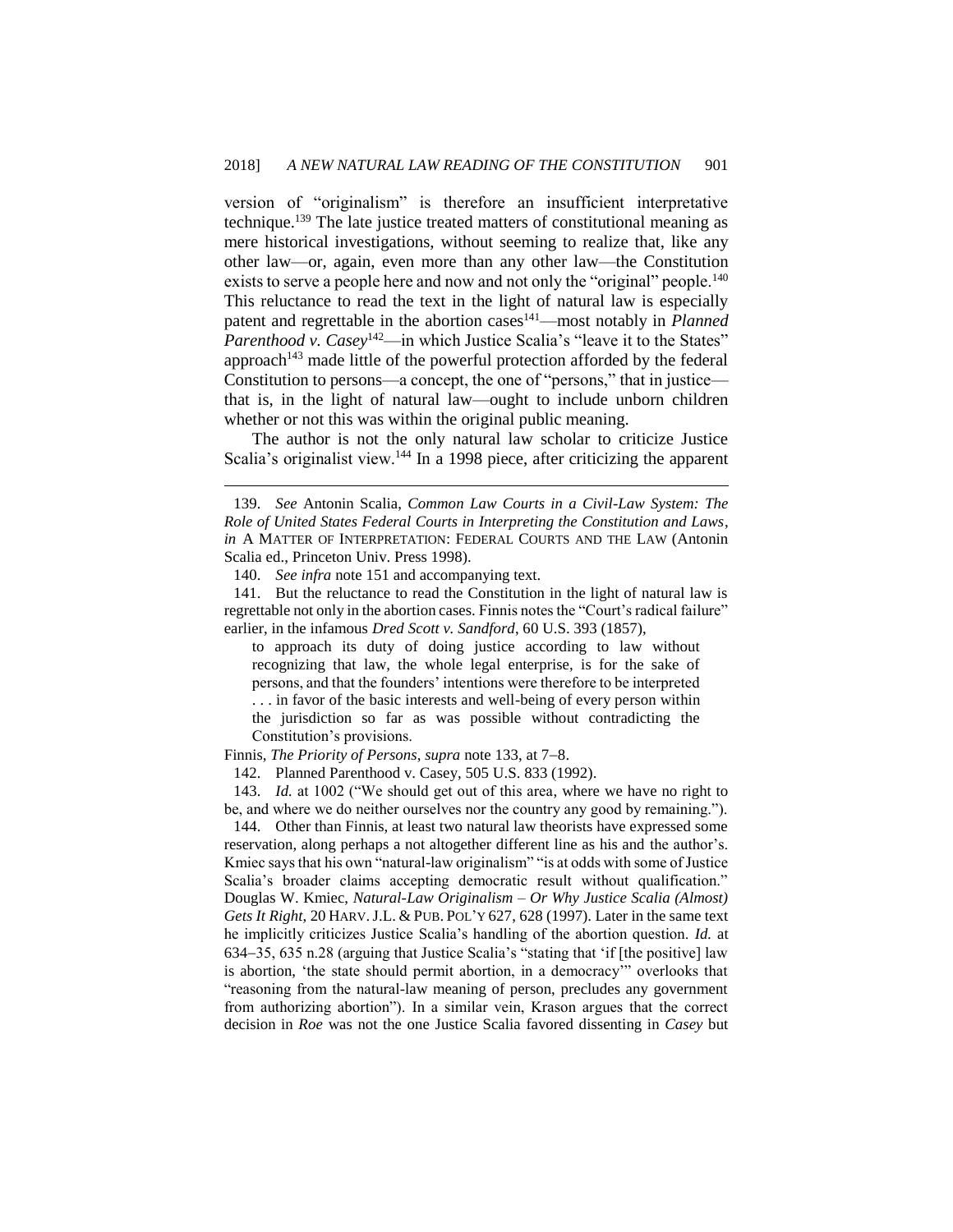version of "originalism" is therefore an insufficient interpretative technique.[139] The late justice treated matters of constitutional meaning as mere historical investigations, without seeming to realize that, like any other law—or, again, even more than any other law—the Constitution exists to serve a people here and now and not only the "original" people.[140] This reluctance to read the text in the light of natural law is especially patent and regrettable in the abortion cases[141]—most notably in *Planned Parenthood v. Casey*[142]—in which Justice Scalia's "leave it to the States" approach[143] made little of the powerful protection afforded by the federal Constitution to persons—a concept, the one of "persons," that in justice—that is, in the light of natural law—ought to include unborn children whether or not this was within the original public meaning.

The author is not the only natural law scholar to criticize Justice Scalia's originalist view.[144] In a 1998 piece, after criticizing the apparent

---

139. *See* Antonin Scalia, *Common Law Courts in a Civil-Law System: The Role of United States Federal Courts in Interpreting the Constitution and Laws*, *in* A MATTER OF INTERPRETATION: FEDERAL COURTS AND THE LAW (Antonin Scalia ed., Princeton Univ. Press 1998).

140. *See infra* note 151 and accompanying text.

141. But the reluctance to read the Constitution in the light of natural law is regrettable not only in the abortion cases. Finnis notes the "Court's radical failure" earlier, in the infamous *Dred Scott v. Sandford*, 60 U.S. 393 (1857),

> to approach its duty of doing justice according to law without recognizing that law, the whole legal enterprise, is for the sake of persons, and that the founders' intentions were therefore to be interpreted . . . in favor of the basic interests and well-being of every person within the jurisdiction so far as was possible without contradicting the Constitution's provisions.

Finnis, *The Priority of Persons*, *supra* note 133, at 7–8.

142. Planned Parenthood v. Casey, 505 U.S. 833 (1992).

143. *Id.* at 1002 ("We should get out of this area, where we have no right to be, and where we do neither ourselves nor the country any good by remaining.").

144. Other than Finnis, at least two natural law theorists have expressed some reservation, along perhaps a not altogether different line as his and the author's. Kmiec says that his own "natural-law originalism" "is at odds with some of Justice Scalia's broader claims accepting democratic result without qualification." Douglas W. Kmiec, *Natural-Law Originalism – Or Why Justice Scalia (Almost) Gets It Right*, 20 HARV. J.L. & PUB. POL'Y 627, 628 (1997). Later in the same text he implicitly criticizes Justice Scalia's handling of the abortion question. *Id.* at 634–35, 635 n.28 (arguing that Justice Scalia's "stating that 'if [the positive] law is abortion, 'the state should permit abortion, in a democracy'" overlooks that "reasoning from the natural-law meaning of person, precludes any government from authorizing abortion"). In a similar vein, Krason argues that the correct decision in *Roe* was not the one Justice Scalia favored dissenting in *Casey* but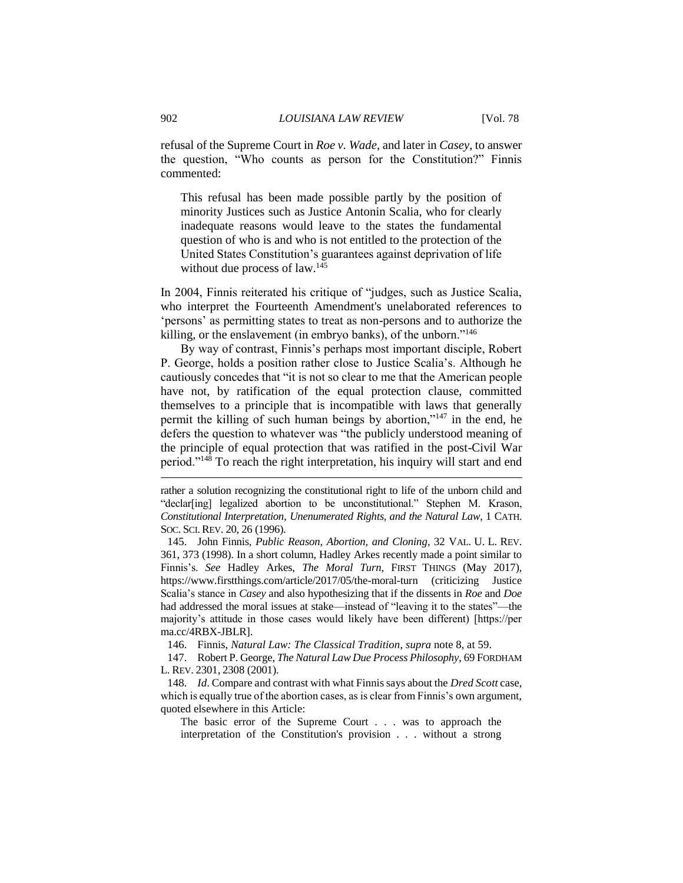refusal of the Supreme Court in *Roe v. Wade*, and later in *Casey*, to answer the question, "Who counts as person for the Constitution?" Finnis commented:

> This refusal has been made possible partly by the position of minority Justices such as Justice Antonin Scalia, who for clearly inadequate reasons would leave to the states the fundamental question of who is and who is not entitled to the protection of the United States Constitution's guarantees against deprivation of life without due process of law.[145]

In 2004, Finnis reiterated his critique of "judges, such as Justice Scalia, who interpret the Fourteenth Amendment's unelaborated references to 'persons' as permitting states to treat as non-persons and to authorize the killing, or the enslavement (in embryo banks), of the unborn."[146]

By way of contrast, Finnis's perhaps most important disciple, Robert P. George, holds a position rather close to Justice Scalia's. Although he cautiously concedes that "it is not so clear to me that the American people have not, by ratification of the equal protection clause, committed themselves to a principle that is incompatible with laws that generally permit the killing of such human beings by abortion,"[147] in the end, he defers the question to whatever was "the publicly understood meaning of the principle of equal protection that was ratified in the post-Civil War period."[148] To reach the right interpretation, his inquiry will start and end

---

rather a solution recognizing the constitutional right to life of the unborn child and "declar[ing] legalized abortion to be unconstitutional." Stephen M. Krason, *Constitutional Interpretation, Unenumerated Rights, and the Natural Law*, 1 CATH. SOC. SCI. REV. 20, 26 (1996).

145. John Finnis, *Public Reason, Abortion, and Cloning*, 32 VAL. U. L. REV. 361, 373 (1998). In a short column, Hadley Arkes recently made a point similar to Finnis's. *See* Hadley Arkes, *The Moral Turn*, FIRST THINGS (May 2017), https://www.firstthings.com/article/2017/05/the-moral-turn (criticizing Justice Scalia's stance in *Casey* and also hypothesizing that if the dissents in *Roe* and *Doe* had addressed the moral issues at stake—instead of "leaving it to the states"—the majority's attitude in those cases would likely have been different) [https://perma.cc/4RBX-JBLR].

146. Finnis, *Natural Law: The Classical Tradition*, *supra* note 8, at 59.

147. Robert P. George, *The Natural Law Due Process Philosophy*, 69 FORDHAM L. REV. 2301, 2308 (2001).

148. *Id*. Compare and contrast with what Finnis says about the *Dred Scott* case, which is equally true of the abortion cases, as is clear from Finnis's own argument, quoted elsewhere in this Article:

> The basic error of the Supreme Court . . . was to approach the interpretation of the Constitution's provision . . . without a strong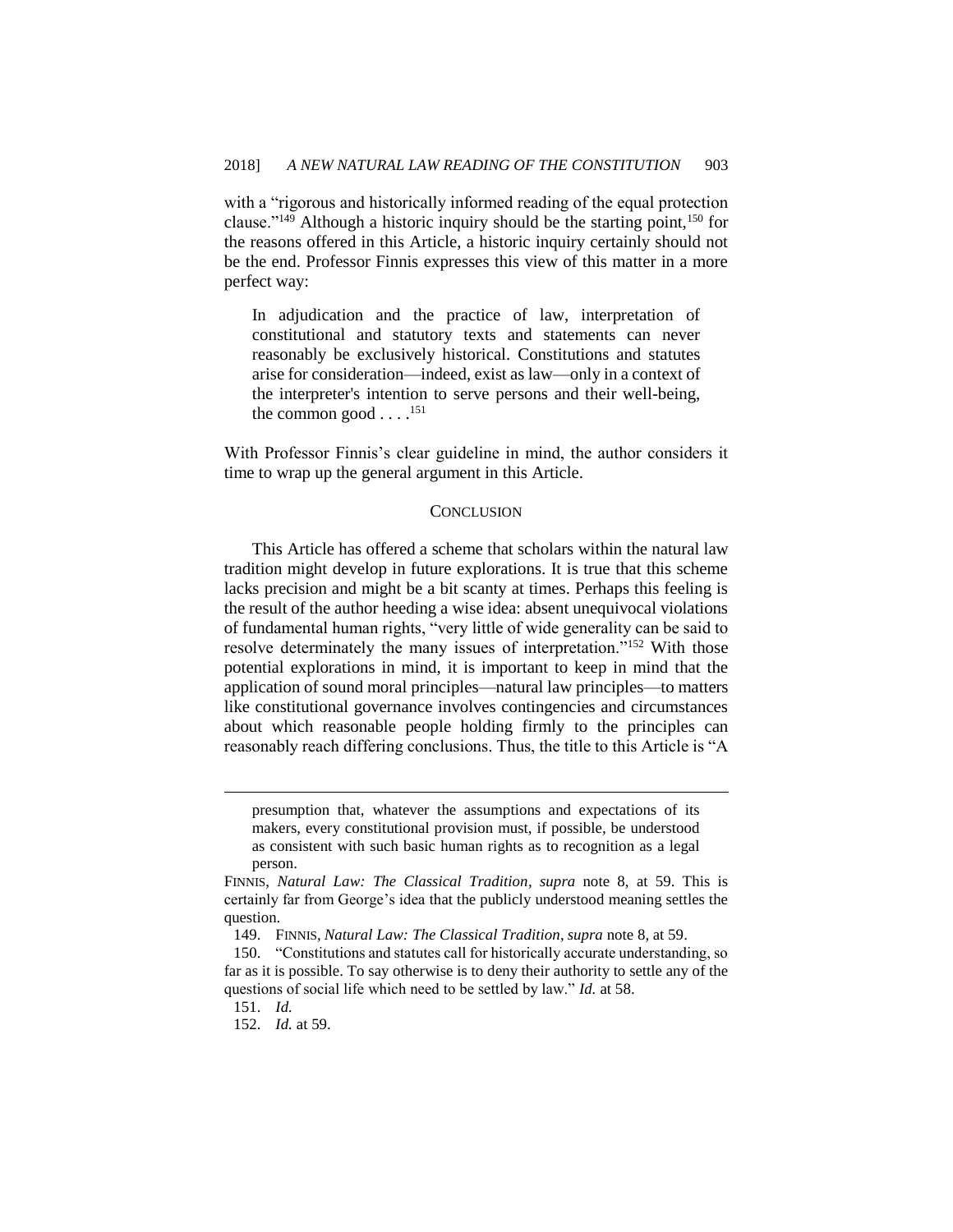with a "rigorous and historically informed reading of the equal protection clause."[149] Although a historic inquiry should be the starting point,[150] for the reasons offered in this Article, a historic inquiry certainly should not be the end. Professor Finnis expresses this view of this matter in a more perfect way:

> In adjudication and the practice of law, interpretation of constitutional and statutory texts and statements can never reasonably be exclusively historical. Constitutions and statutes arise for consideration—indeed, exist as law—only in a context of the interpreter's intention to serve persons and their well-being, the common good . . . .[151]

With Professor Finnis's clear guideline in mind, the author considers it time to wrap up the general argument in this Article.

## CONCLUSION

This Article has offered a scheme that scholars within the natural law tradition might develop in future explorations. It is true that this scheme lacks precision and might be a bit scanty at times. Perhaps this feeling is the result of the author heeding a wise idea: absent unequivocal violations of fundamental human rights, "very little of wide generality can be said to resolve determinately the many issues of interpretation."[152] With those potential explorations in mind, it is important to keep in mind that the application of sound moral principles—natural law principles—to matters like constitutional governance involves contingencies and circumstances about which reasonable people holding firmly to the principles can reasonably reach differing conclusions. Thus, the title to this Article is "A

---

> presumption that, whatever the assumptions and expectations of its makers, every constitutional provision must, if possible, be understood as consistent with such basic human rights as to recognition as a legal person.

FINNIS, *Natural Law: The Classical Tradition*, *supra* note 8, at 59. This is certainly far from George's idea that the publicly understood meaning settles the question.

149. FINNIS, *Natural Law: The Classical Tradition*, *supra* note 8, at 59.

150. "Constitutions and statutes call for historically accurate understanding, so far as it is possible. To say otherwise is to deny their authority to settle any of the questions of social life which need to be settled by law." *Id.* at 58.

151. *Id.*

152. *Id.* at 59.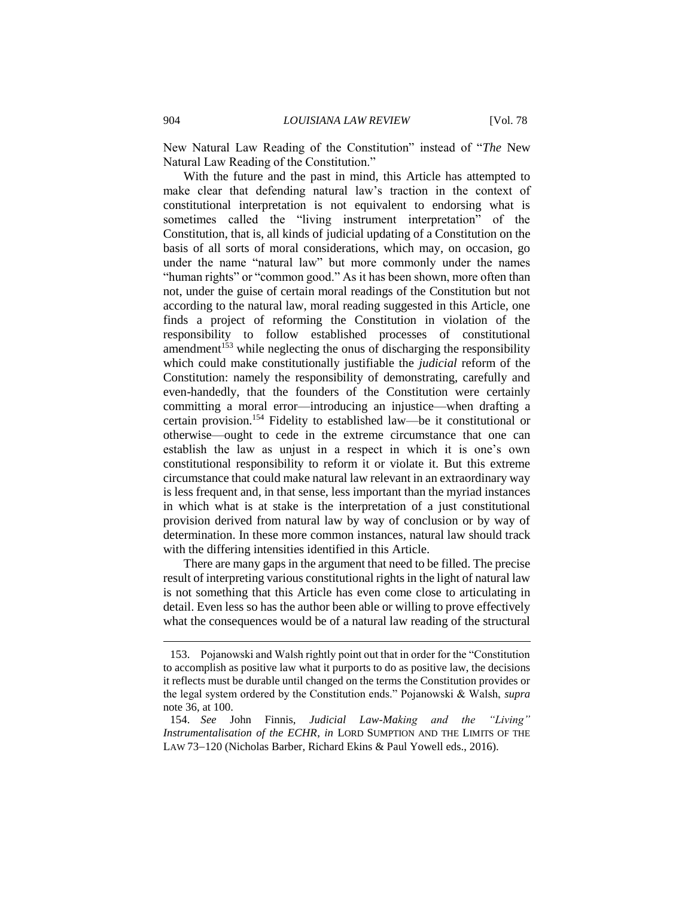New Natural Law Reading of the Constitution" instead of "*The* New Natural Law Reading of the Constitution."

With the future and the past in mind, this Article has attempted to make clear that defending natural law's traction in the context of constitutional interpretation is not equivalent to endorsing what is sometimes called the "living instrument interpretation" of the Constitution, that is, all kinds of judicial updating of a Constitution on the basis of all sorts of moral considerations, which may, on occasion, go under the name "natural law" but more commonly under the names "human rights" or "common good." As it has been shown, more often than not, under the guise of certain moral readings of the Constitution but not according to the natural law, moral reading suggested in this Article, one finds a project of reforming the Constitution in violation of the responsibility to follow established processes of constitutional amendment[153] while neglecting the onus of discharging the responsibility which could make constitutionally justifiable the *judicial* reform of the Constitution: namely the responsibility of demonstrating, carefully and even-handedly, that the founders of the Constitution were certainly committing a moral error—introducing an injustice—when drafting a certain provision.[154] Fidelity to established law—be it constitutional or otherwise—ought to cede in the extreme circumstance that one can establish the law as unjust in a respect in which it is one's own constitutional responsibility to reform it or violate it. But this extreme circumstance that could make natural law relevant in an extraordinary way is less frequent and, in that sense, less important than the myriad instances in which what is at stake is the interpretation of a just constitutional provision derived from natural law by way of conclusion or by way of determination. In these more common instances, natural law should track with the differing intensities identified in this Article.

There are many gaps in the argument that need to be filled. The precise result of interpreting various constitutional rights in the light of natural law is not something that this Article has even come close to articulating in detail. Even less so has the author been able or willing to prove effectively what the consequences would be of a natural law reading of the structural

---

153. Pojanowski and Walsh rightly point out that in order for the "Constitution to accomplish as positive law what it purports to do as positive law, the decisions it reflects must be durable until changed on the terms the Constitution provides or the legal system ordered by the Constitution ends." Pojanowski & Walsh, *supra* note 36, at 100.

154. *See* John Finnis, *Judicial Law-Making and the "Living" Instrumentalisation of the ECHR*, *in* LORD SUMPTION AND THE LIMITS OF THE LAW 73–120 (Nicholas Barber, Richard Ekins & Paul Yowell eds., 2016).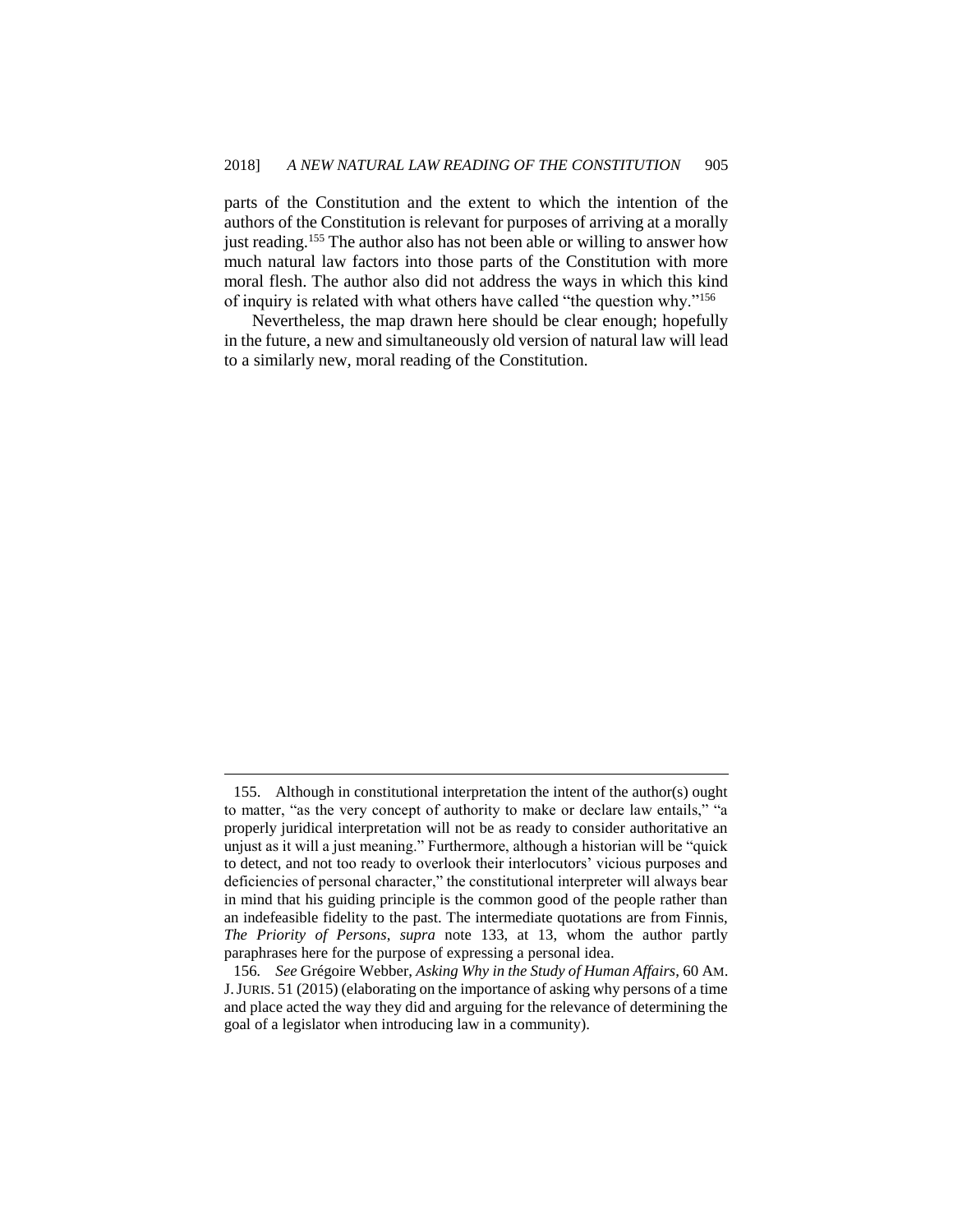parts of the Constitution and the extent to which the intention of the authors of the Constitution is relevant for purposes of arriving at a morally just reading.[155] The author also has not been able or willing to answer how much natural law factors into those parts of the Constitution with more moral flesh. The author also did not address the ways in which this kind of inquiry is related with what others have called "the question why."[156]

Nevertheless, the map drawn here should be clear enough; hopefully in the future, a new and simultaneously old version of natural law will lead to a similarly new, moral reading of the Constitution.

---

155. Although in constitutional interpretation the intent of the author(s) ought to matter, "as the very concept of authority to make or declare law entails," "a properly juridical interpretation will not be as ready to consider authoritative an unjust as it will a just meaning." Furthermore, although a historian will be "quick to detect, and not too ready to overlook their interlocutors' vicious purposes and deficiencies of personal character," the constitutional interpreter will always bear in mind that his guiding principle is the common good of the people rather than an indefeasible fidelity to the past. The intermediate quotations are from Finnis, *The Priority of Persons*, *supra* note 133, at 13, whom the author partly paraphrases here for the purpose of expressing a personal idea.

156. *See* Grégoire Webber, *Asking Why in the Study of Human Affairs*, 60 AM. J. JURIS. 51 (2015) (elaborating on the importance of asking why persons of a time and place acted the way they did and arguing for the relevance of determining the goal of a legislator when introducing law in a community).